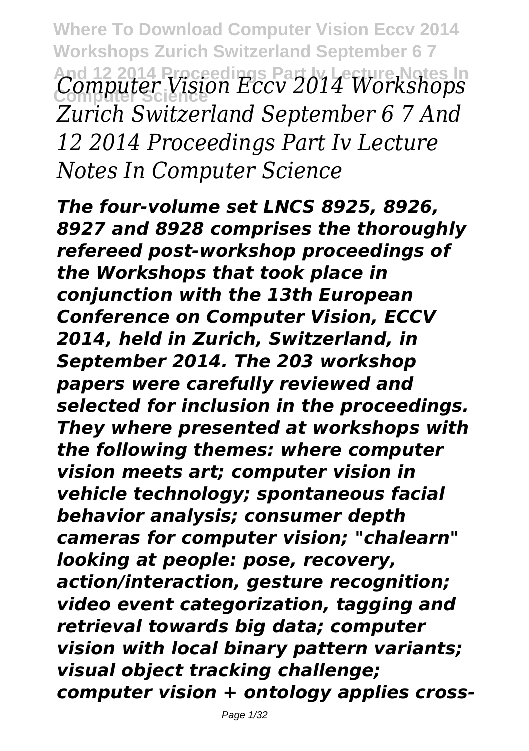# *Computer Vision Eccv 2014 Workshops Zurich Switzerland September 6 7 And 12 2014 Proceedings Part Iv Lecture Notes In Computer Science*

***The four-volume set LNCS 8925, 8926, 8927 and 8928 comprises the thoroughly refereed post-workshop proceedings of the Workshops that took place in conjunction with the 13th European Conference on Computer Vision, ECCV 2014, held in Zurich, Switzerland, in September 2014. The 203 workshop papers were carefully reviewed and selected for inclusion in the proceedings. They where presented at workshops with the following themes: where computer vision meets art; computer vision in vehicle technology; spontaneous facial behavior analysis; consumer depth cameras for computer vision; "chalearn" looking at people: pose, recovery, action/interaction, gesture recognition; video event categorization, tagging and retrieval towards big data; computer vision with local binary pattern variants; visual object tracking challenge; computer vision + ontology applies cross-***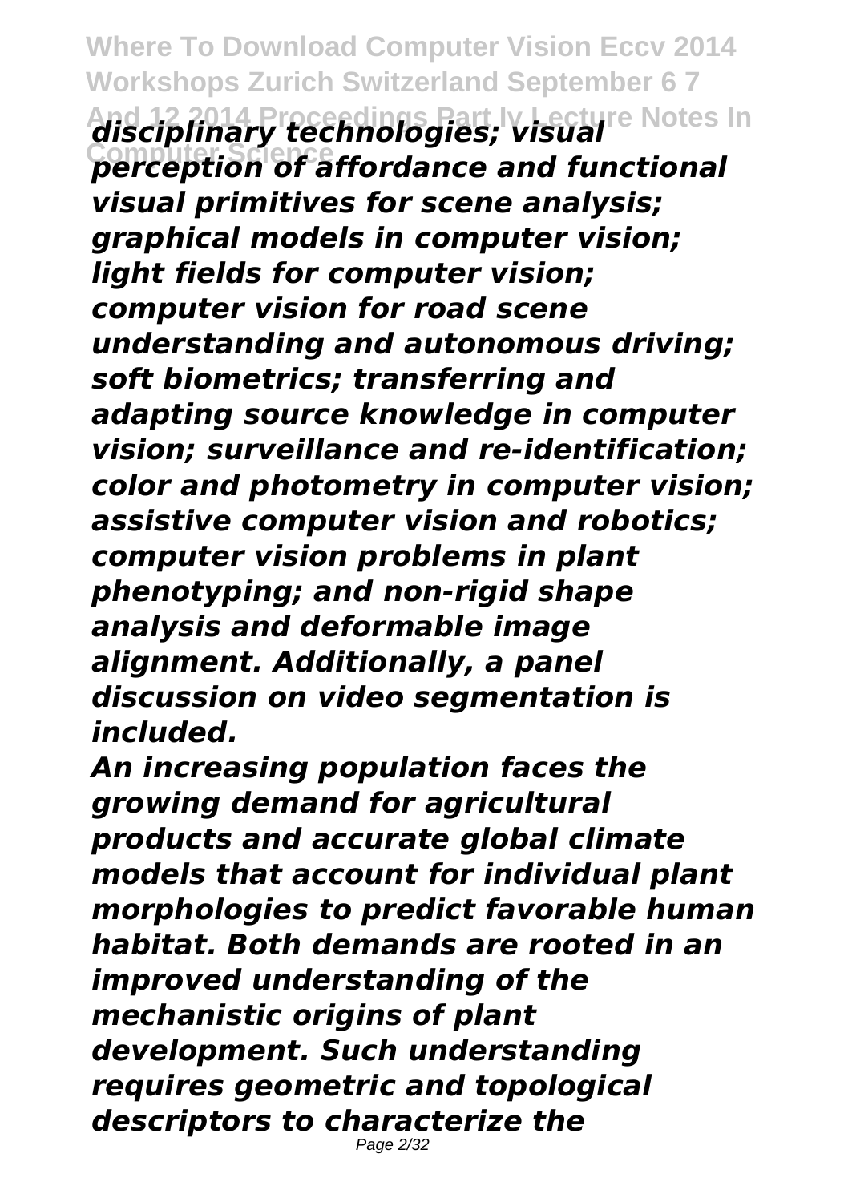*disciplinary technologies; visual perception of affordance and functional visual primitives for scene analysis; graphical models in computer vision; light fields for computer vision; computer vision for road scene understanding and autonomous driving; soft biometrics; transferring and adapting source knowledge in computer vision; surveillance and re-identification; color and photometry in computer vision; assistive computer vision and robotics; computer vision problems in plant phenotyping; and non-rigid shape analysis and deformable image alignment. Additionally, a panel discussion on video segmentation is included.*

*An increasing population faces the growing demand for agricultural products and accurate global climate models that account for individual plant morphologies to predict favorable human habitat. Both demands are rooted in an improved understanding of the mechanistic origins of plant development. Such understanding requires geometric and topological descriptors to characterize the*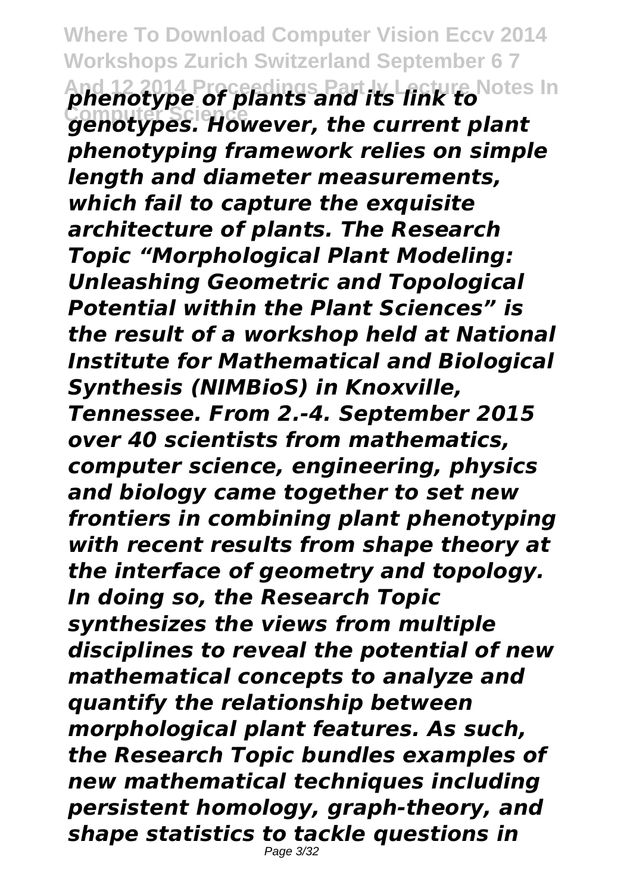*phenotype of plants and its link to genotypes. However, the current plant phenotyping framework relies on simple length and diameter measurements, which fail to capture the exquisite architecture of plants. The Research Topic "Morphological Plant Modeling: Unleashing Geometric and Topological Potential within the Plant Sciences" is the result of a workshop held at National Institute for Mathematical and Biological Synthesis (NIMBioS) in Knoxville, Tennessee. From 2.-4. September 2015 over 40 scientists from mathematics, computer science, engineering, physics and biology came together to set new frontiers in combining plant phenotyping with recent results from shape theory at the interface of geometry and topology. In doing so, the Research Topic synthesizes the views from multiple disciplines to reveal the potential of new mathematical concepts to analyze and quantify the relationship between morphological plant features. As such, the Research Topic bundles examples of new mathematical techniques including persistent homology, graph-theory, and shape statistics to tackle questions in*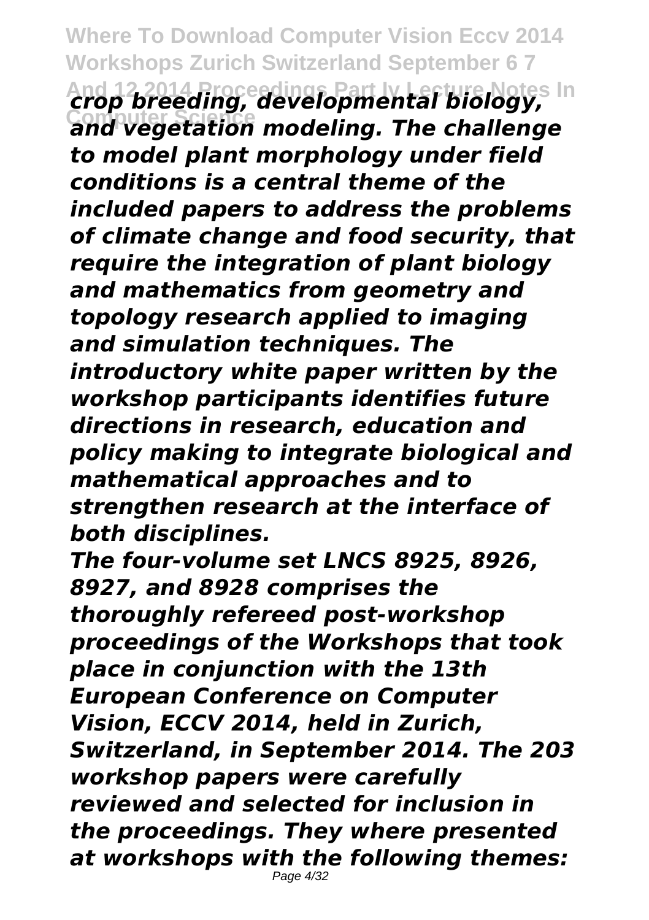*crop breeding, developmental biology, and vegetation modeling. The challenge to model plant morphology under field conditions is a central theme of the included papers to address the problems of climate change and food security, that require the integration of plant biology and mathematics from geometry and topology research applied to imaging and simulation techniques. The introductory white paper written by the workshop participants identifies future directions in research, education and policy making to integrate biological and mathematical approaches and to strengthen research at the interface of both disciplines.*

*The four-volume set LNCS 8925, 8926, 8927, and 8928 comprises the thoroughly refereed post-workshop proceedings of the Workshops that took place in conjunction with the 13th European Conference on Computer Vision, ECCV 2014, held in Zurich, Switzerland, in September 2014. The 203 workshop papers were carefully reviewed and selected for inclusion in the proceedings. They where presented at workshops with the following themes:*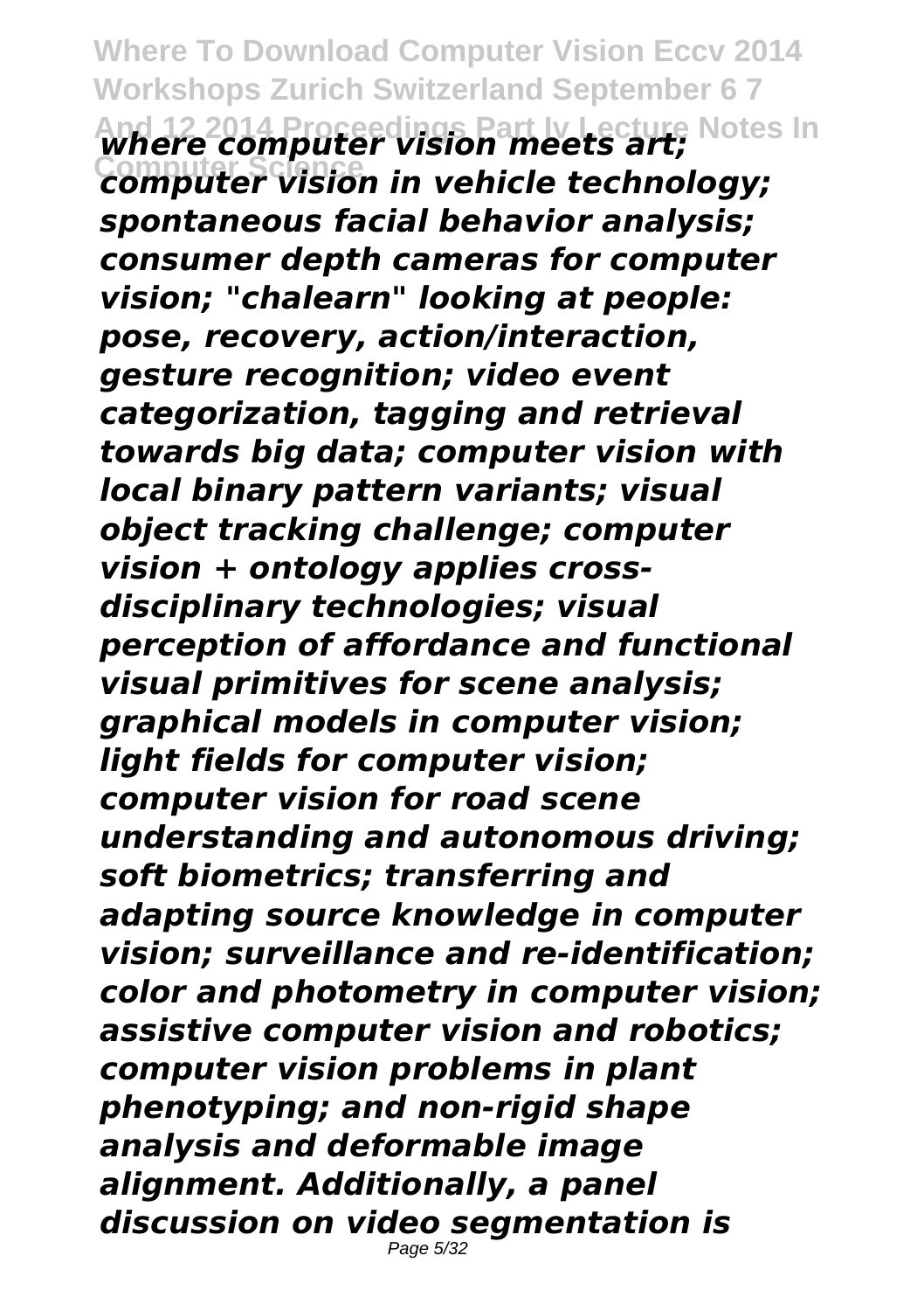*where computer vision meets art; computer vision in vehicle technology; spontaneous facial behavior analysis; consumer depth cameras for computer vision; "chalearn" looking at people: pose, recovery, action/interaction, gesture recognition; video event categorization, tagging and retrieval towards big data; computer vision with local binary pattern variants; visual object tracking challenge; computer vision + ontology applies cross-disciplinary technologies; visual perception of affordance and functional visual primitives for scene analysis; graphical models in computer vision; light fields for computer vision; computer vision for road scene understanding and autonomous driving; soft biometrics; transferring and adapting source knowledge in computer vision; surveillance and re-identification; color and photometry in computer vision; assistive computer vision and robotics; computer vision problems in plant phenotyping; and non-rigid shape analysis and deformable image alignment. Additionally, a panel discussion on video segmentation is*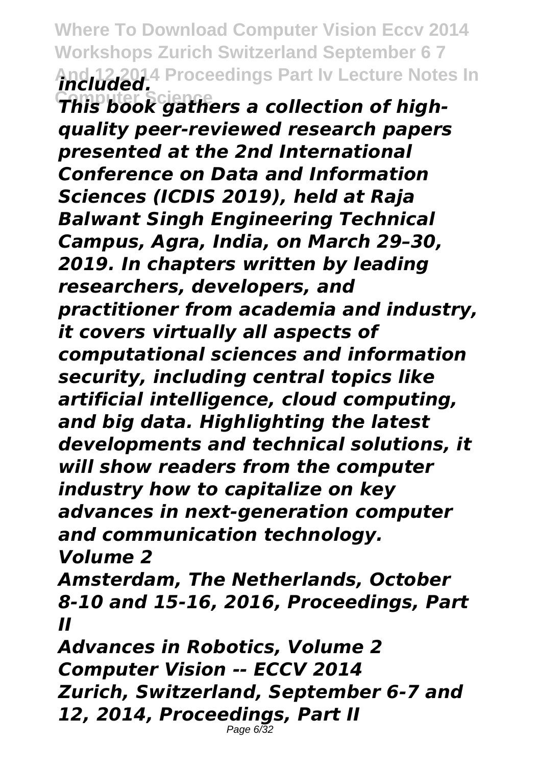*included.*

*This book gathers a collection of high-quality peer-reviewed research papers presented at the 2nd International Conference on Data and Information Sciences (ICDIS 2019), held at Raja Balwant Singh Engineering Technical Campus, Agra, India, on March 29–30, 2019. In chapters written by leading researchers, developers, and practitioner from academia and industry, it covers virtually all aspects of computational sciences and information security, including central topics like artificial intelligence, cloud computing, and big data. Highlighting the latest developments and technical solutions, it will show readers from the computer industry how to capitalize on key advances in next-generation computer and communication technology.*

*Volume 2*

*Amsterdam, The Netherlands, October 8-10 and 15-16, 2016, Proceedings, Part II*

*Advances in Robotics, Volume 2*

*Computer Vision -- ECCV 2014*

*Zurich, Switzerland, September 6-7 and 12, 2014, Proceedings, Part II*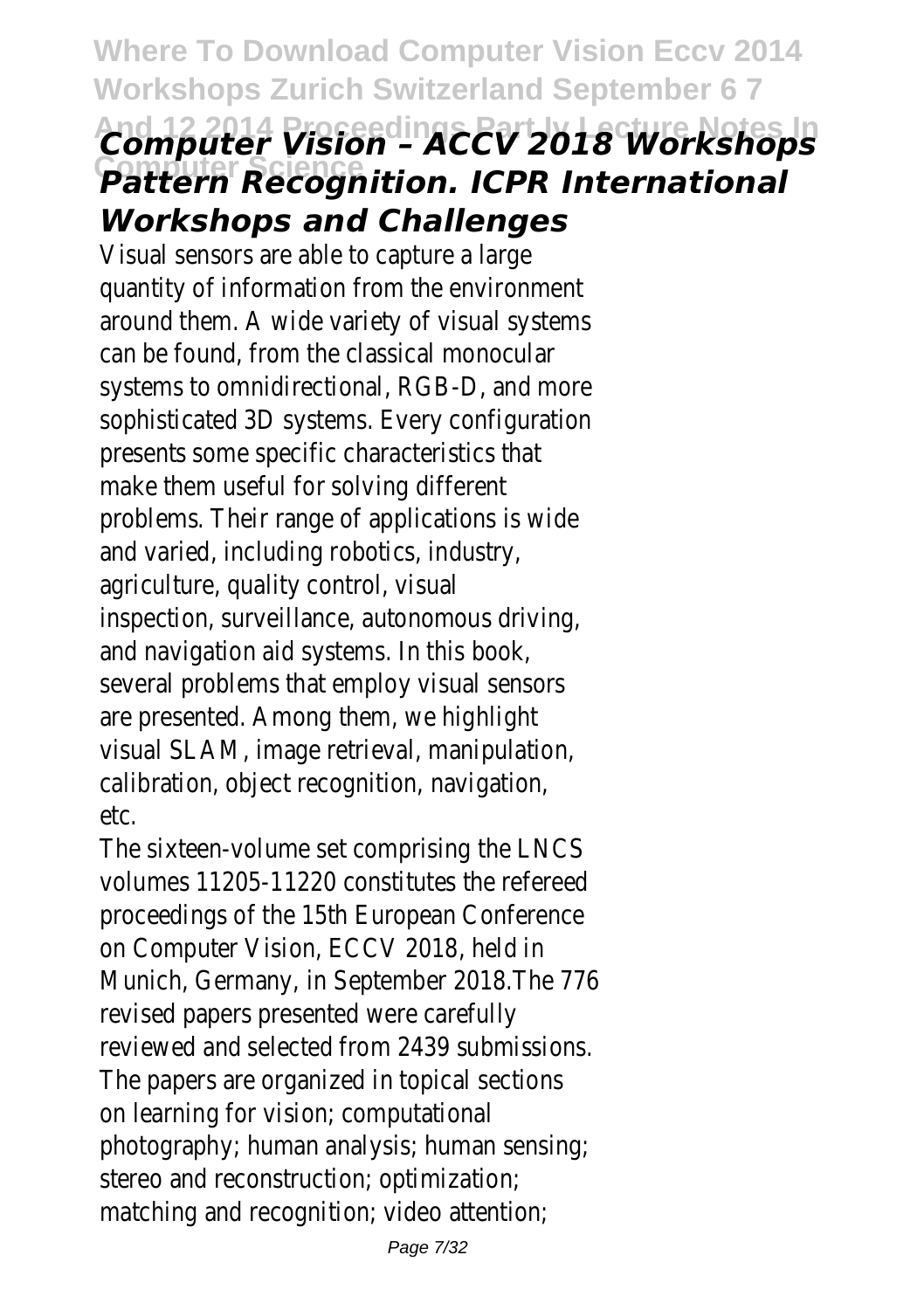## *Computer Vision – ACCV 2018 Workshops Pattern Recognition. ICPR International Workshops and Challenges*

Visual sensors are able to capture a large quantity of information from the environment around them. A wide variety of visual systems can be found, from the classical monocular systems to omnidirectional, RGB-D, and more sophisticated 3D systems. Every configuration presents some specific characteristics that make them useful for solving different problems. Their range of applications is wide and varied, including robotics, industry, agriculture, quality control, visual inspection, surveillance, autonomous driving, and navigation aid systems. In this book, several problems that employ visual sensors are presented. Among them, we highlight visual SLAM, image retrieval, manipulation, calibration, object recognition, navigation, etc.

The sixteen-volume set comprising the LNCS volumes 11205-11220 constitutes the refereed proceedings of the 15th European Conference on Computer Vision, ECCV 2018, held in Munich, Germany, in September 2018.The 776 revised papers presented were carefully reviewed and selected from 2439 submissions. The papers are organized in topical sections on learning for vision; computational photography; human analysis; human sensing; stereo and reconstruction; optimization; matching and recognition; video attention;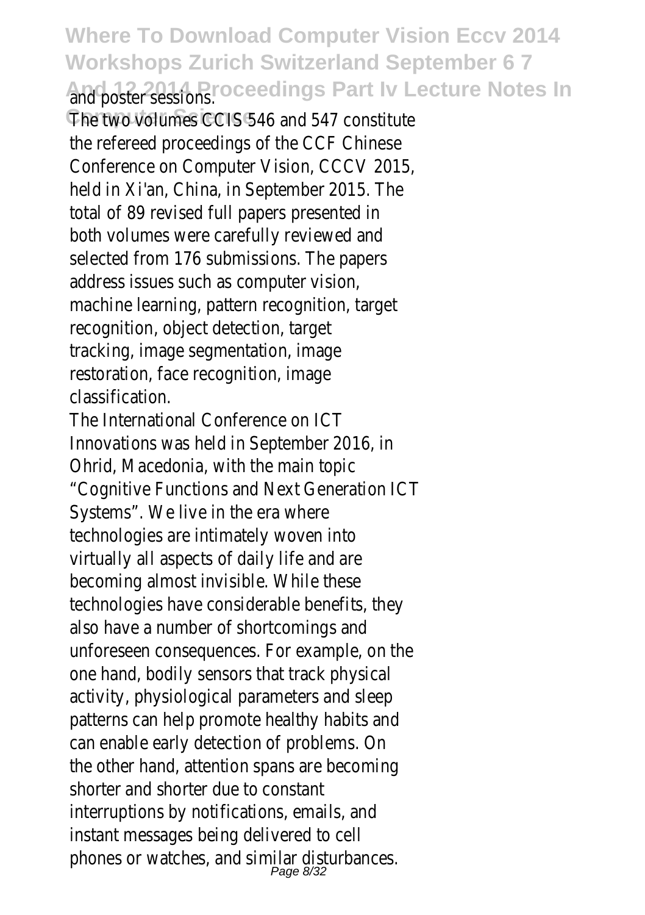and poster sessions.

The two volumes CCIS 546 and 547 constitute the refereed proceedings of the CCF Chinese Conference on Computer Vision, CCCV 2015, held in Xi'an, China, in September 2015. The total of 89 revised full papers presented in both volumes were carefully reviewed and selected from 176 submissions. The papers address issues such as computer vision, machine learning, pattern recognition, target recognition, object detection, target tracking, image segmentation, image restoration, face recognition, image classification.

The International Conference on ICT Innovations was held in September 2016, in Ohrid, Macedonia, with the main topic "Cognitive Functions and Next Generation ICT Systems". We live in the era where technologies are intimately woven into virtually all aspects of daily life and are becoming almost invisible. While these technologies have considerable benefits, they also have a number of shortcomings and unforeseen consequences. For example, on the one hand, bodily sensors that track physical activity, physiological parameters and sleep patterns can help promote healthy habits and can enable early detection of problems. On the other hand, attention spans are becoming shorter and shorter due to constant interruptions by notifications, emails, and instant messages being delivered to cell phones or watches, and similar disturbances.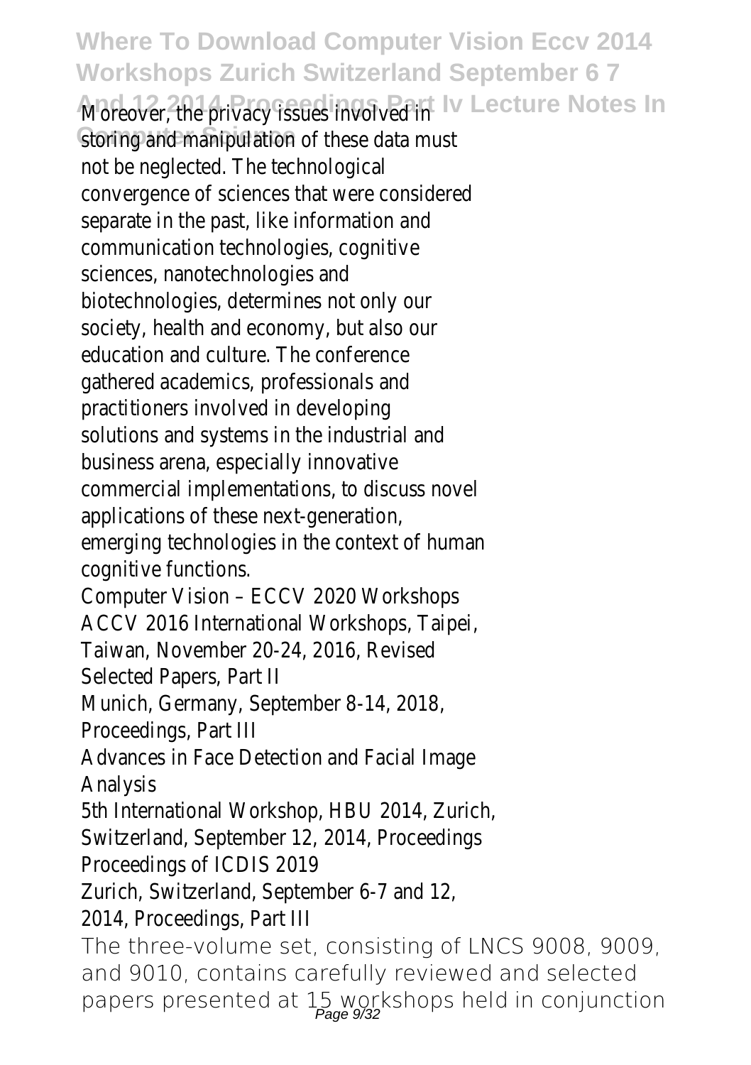Moreover, the privacy issues involved in storing and manipulation of these data must not be neglected. The technological convergence of sciences that were considered separate in the past, like information and communication technologies, cognitive sciences, nanotechnologies and biotechnologies, determines not only our society, health and economy, but also our education and culture. The conference gathered academics, professionals and practitioners involved in developing solutions and systems in the industrial and business arena, especially innovative commercial implementations, to discuss novel applications of these next-generation, emerging technologies in the context of human cognitive functions.

Computer Vision – ECCV 2020 Workshops

ACCV 2016 International Workshops, Taipei, Taiwan, November 20-24, 2016, Revised Selected Papers, Part II

Munich, Germany, September 8-14, 2018, Proceedings, Part III

Advances in Face Detection and Facial Image Analysis

5th International Workshop, HBU 2014, Zurich, Switzerland, September 12, 2014, Proceedings

Proceedings of ICDIS 2019

Zurich, Switzerland, September 6-7 and 12, 2014, Proceedings, Part III

The three-volume set, consisting of LNCS 9008, 9009, and 9010, contains carefully reviewed and selected papers presented at 15 workshops held in conjunction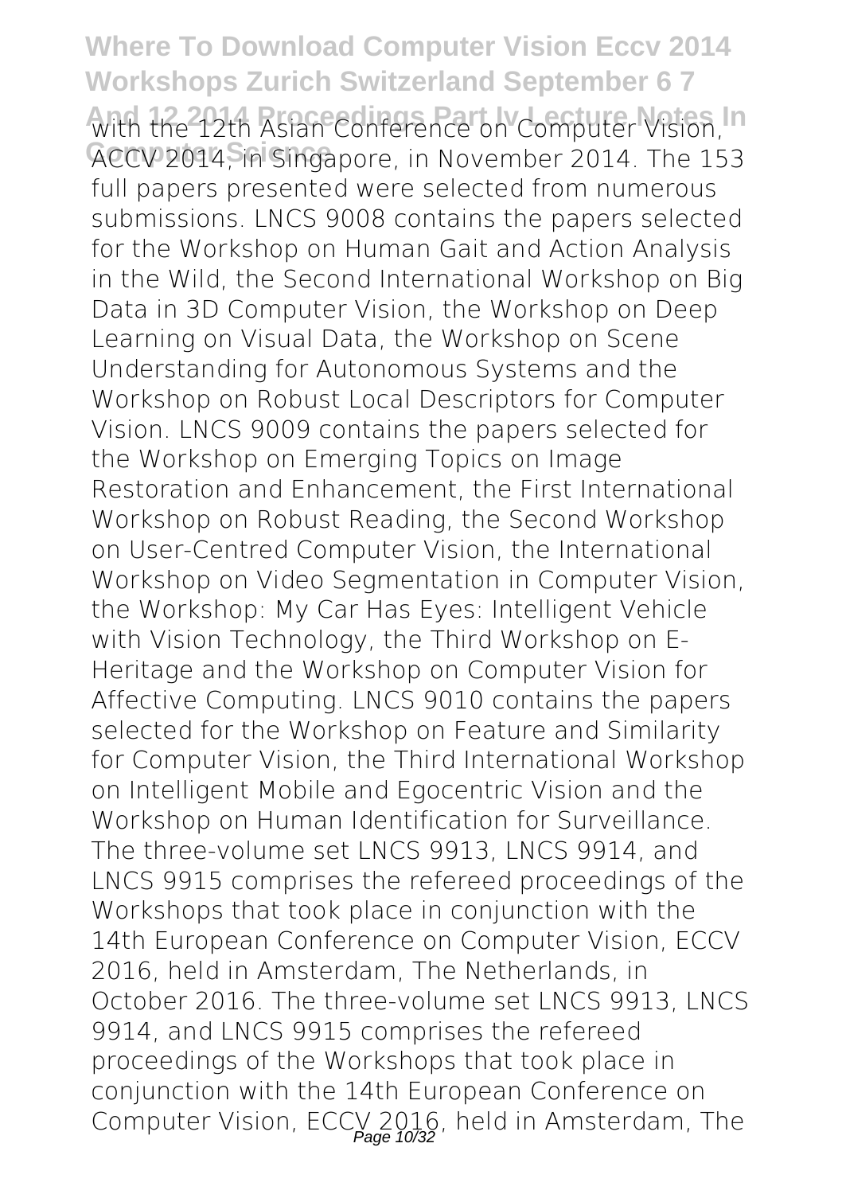with the 12th Asian Conference on Computer Vision, ACCV 2014, in Singapore, in November 2014. The 153 full papers presented were selected from numerous submissions. LNCS 9008 contains the papers selected for the Workshop on Human Gait and Action Analysis in the Wild, the Second International Workshop on Big Data in 3D Computer Vision, the Workshop on Deep Learning on Visual Data, the Workshop on Scene Understanding for Autonomous Systems and the Workshop on Robust Local Descriptors for Computer Vision. LNCS 9009 contains the papers selected for the Workshop on Emerging Topics on Image Restoration and Enhancement, the First International Workshop on Robust Reading, the Second Workshop on User-Centred Computer Vision, the International Workshop on Video Segmentation in Computer Vision, the Workshop: My Car Has Eyes: Intelligent Vehicle with Vision Technology, the Third Workshop on E-Heritage and the Workshop on Computer Vision for Affective Computing. LNCS 9010 contains the papers selected for the Workshop on Feature and Similarity for Computer Vision, the Third International Workshop on Intelligent Mobile and Egocentric Vision and the Workshop on Human Identification for Surveillance. The three-volume set LNCS 9913, LNCS 9914, and LNCS 9915 comprises the refereed proceedings of the Workshops that took place in conjunction with the 14th European Conference on Computer Vision, ECCV 2016, held in Amsterdam, The Netherlands, in October 2016. The three-volume set LNCS 9913, LNCS 9914, and LNCS 9915 comprises the refereed proceedings of the Workshops that took place in conjunction with the 14th European Conference on Computer Vision, ECCV 2016, held in Amsterdam, The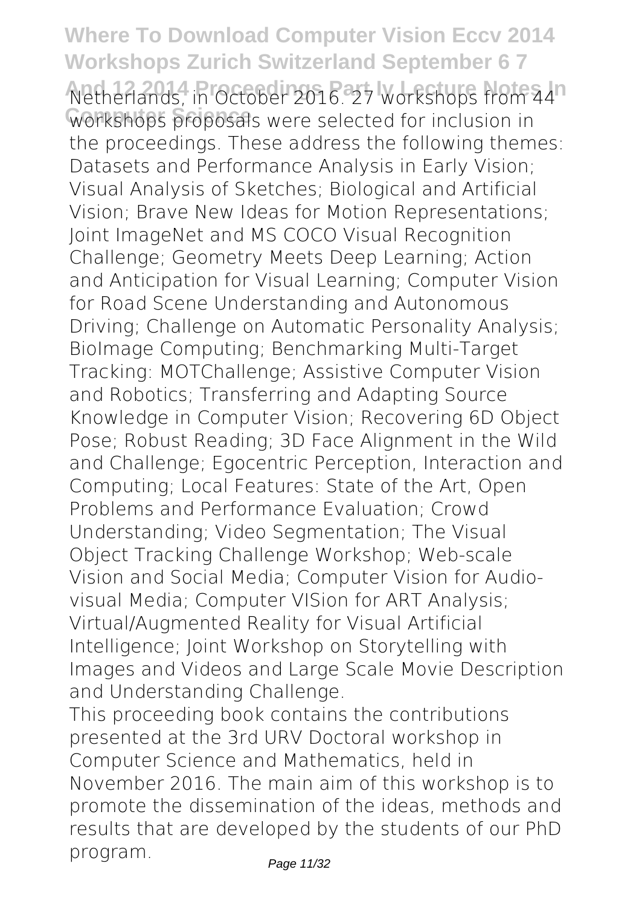Netherlands, in October 2016. 27 workshops from 44 workshops proposals were selected for inclusion in the proceedings. These address the following themes: Datasets and Performance Analysis in Early Vision; Visual Analysis of Sketches; Biological and Artificial Vision; Brave New Ideas for Motion Representations; Joint ImageNet and MS COCO Visual Recognition Challenge; Geometry Meets Deep Learning; Action and Anticipation for Visual Learning; Computer Vision for Road Scene Understanding and Autonomous Driving; Challenge on Automatic Personality Analysis; BioImage Computing; Benchmarking Multi-Target Tracking: MOTChallenge; Assistive Computer Vision and Robotics; Transferring and Adapting Source Knowledge in Computer Vision; Recovering 6D Object Pose; Robust Reading; 3D Face Alignment in the Wild and Challenge; Egocentric Perception, Interaction and Computing; Local Features: State of the Art, Open Problems and Performance Evaluation; Crowd Understanding; Video Segmentation; The Visual Object Tracking Challenge Workshop; Web-scale Vision and Social Media; Computer Vision for Audio-visual Media; Computer VISion for ART Analysis; Virtual/Augmented Reality for Visual Artificial Intelligence; Joint Workshop on Storytelling with Images and Videos and Large Scale Movie Description and Understanding Challenge.

This proceeding book contains the contributions presented at the 3rd URV Doctoral workshop in Computer Science and Mathematics, held in November 2016. The main aim of this workshop is to promote the dissemination of the ideas, methods and results that are developed by the students of our PhD program.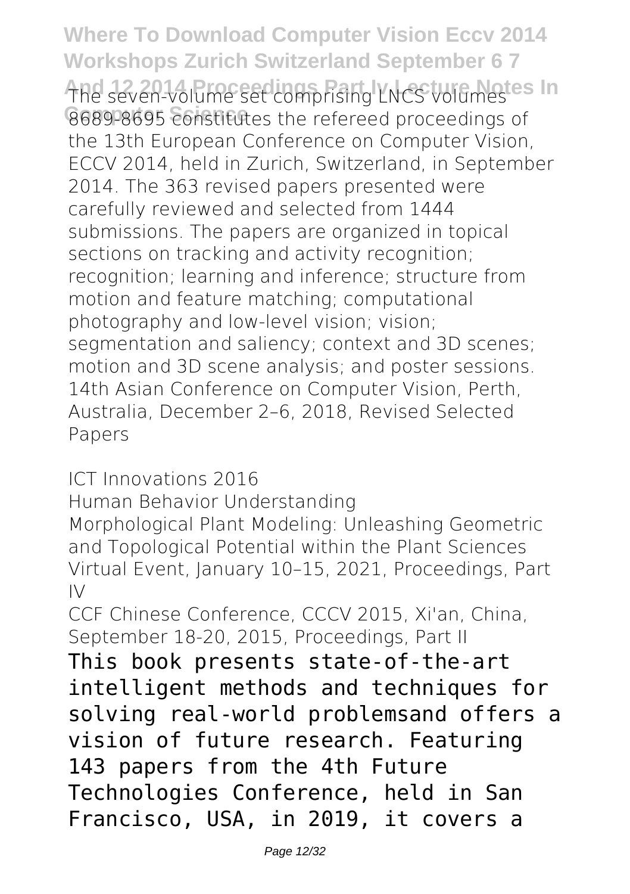The seven-volume set comprising LNCS volumes 8689-8695 constitutes the refereed proceedings of the 13th European Conference on Computer Vision, ECCV 2014, held in Zurich, Switzerland, in September 2014. The 363 revised papers presented were carefully reviewed and selected from 1444 submissions. The papers are organized in topical sections on tracking and activity recognition; recognition; learning and inference; structure from motion and feature matching; computational photography and low-level vision; vision; segmentation and saliency; context and 3D scenes; motion and 3D scene analysis; and poster sessions.

14th Asian Conference on Computer Vision, Perth, Australia, December 2–6, 2018, Revised Selected Papers

ICT Innovations 2016

Human Behavior Understanding

Morphological Plant Modeling: Unleashing Geometric and Topological Potential within the Plant Sciences

Virtual Event, January 10–15, 2021, Proceedings, Part IV

CCF Chinese Conference, CCCV 2015, Xi'an, China, September 18-20, 2015, Proceedings, Part II

This book presents state-of-the-art intelligent methods and techniques for solving real-world problemsand offers a vision of future research. Featuring 143 papers from the 4th Future Technologies Conference, held in San Francisco, USA, in 2019, it covers a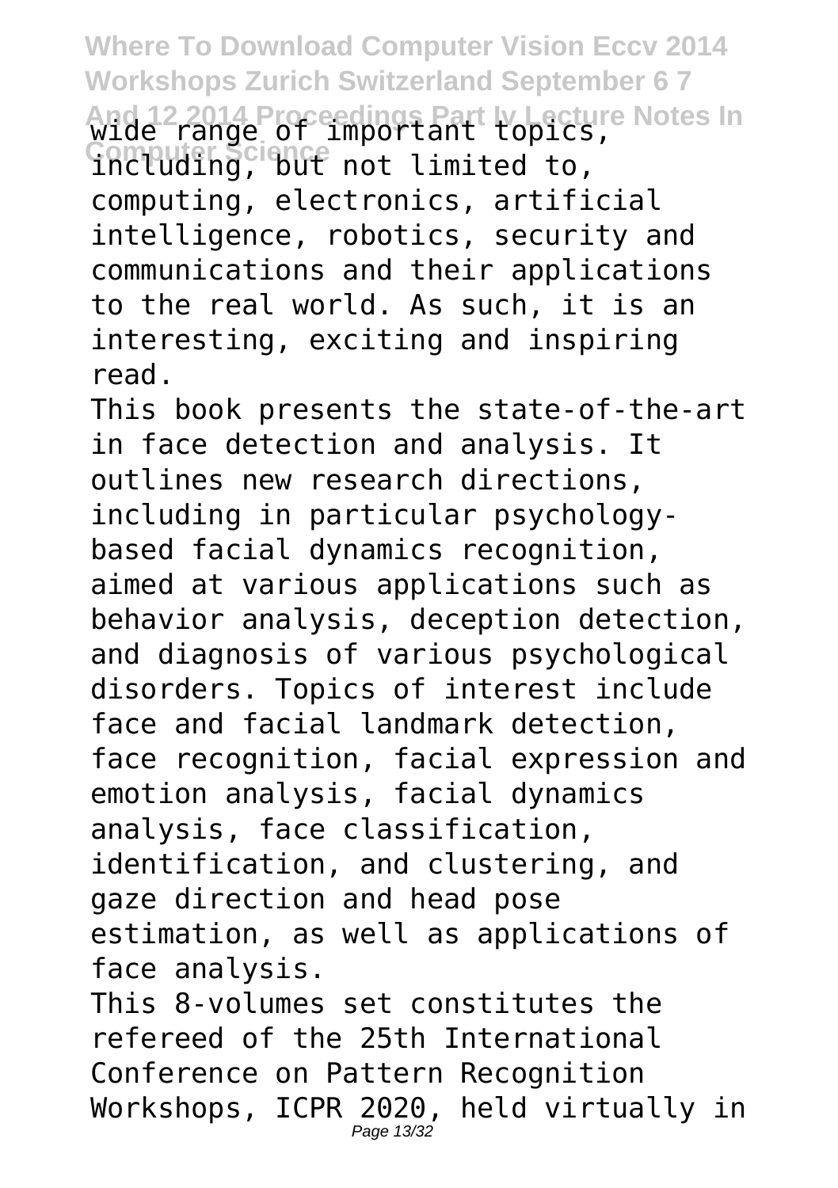wide range of important topics, including, but not limited to, computing, electronics, artificial intelligence, robotics, security and communications and their applications to the real world. As such, it is an interesting, exciting and inspiring read.

This book presents the state-of-the-art in face detection and analysis. It outlines new research directions, including in particular psychology-based facial dynamics recognition, aimed at various applications such as behavior analysis, deception detection, and diagnosis of various psychological disorders. Topics of interest include face and facial landmark detection, face recognition, facial expression and emotion analysis, facial dynamics analysis, face classification, identification, and clustering, and gaze direction and head pose estimation, as well as applications of face analysis.

This 8-volumes set constitutes the refereed of the 25th International Conference on Pattern Recognition Workshops, ICPR 2020, held virtually in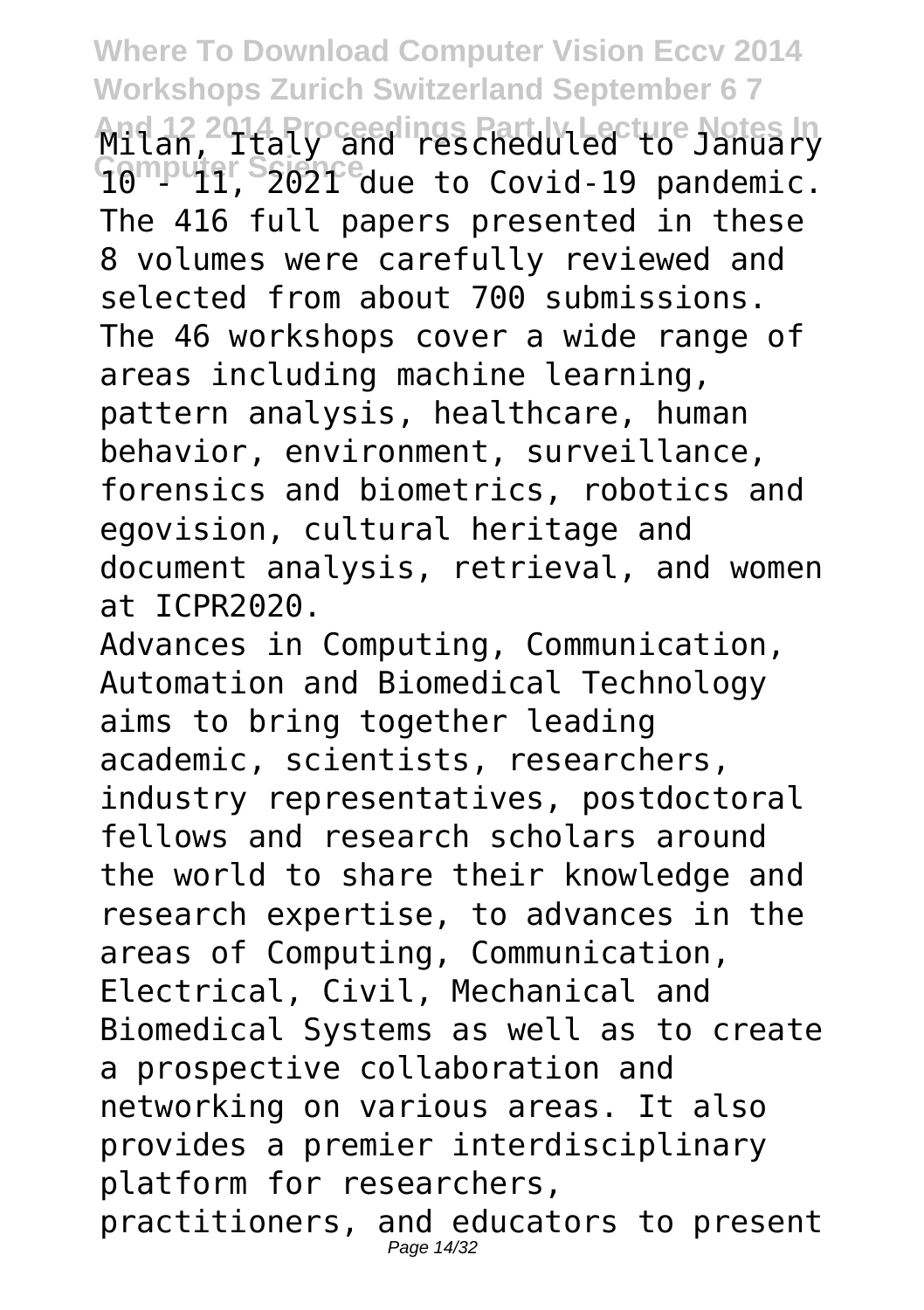Milan, Italy and rescheduled to January 10 - 11, 2021 due to Covid-19 pandemic. The 416 full papers presented in these 8 volumes were carefully reviewed and selected from about 700 submissions. The 46 workshops cover a wide range of areas including machine learning, pattern analysis, healthcare, human behavior, environment, surveillance, forensics and biometrics, robotics and egovision, cultural heritage and document analysis, retrieval, and women at ICPR2020.

Advances in Computing, Communication, Automation and Biomedical Technology aims to bring together leading academic, scientists, researchers, industry representatives, postdoctoral fellows and research scholars around the world to share their knowledge and research expertise, to advances in the areas of Computing, Communication, Electrical, Civil, Mechanical and Biomedical Systems as well as to create a prospective collaboration and networking on various areas. It also provides a premier interdisciplinary platform for researchers, practitioners, and educators to present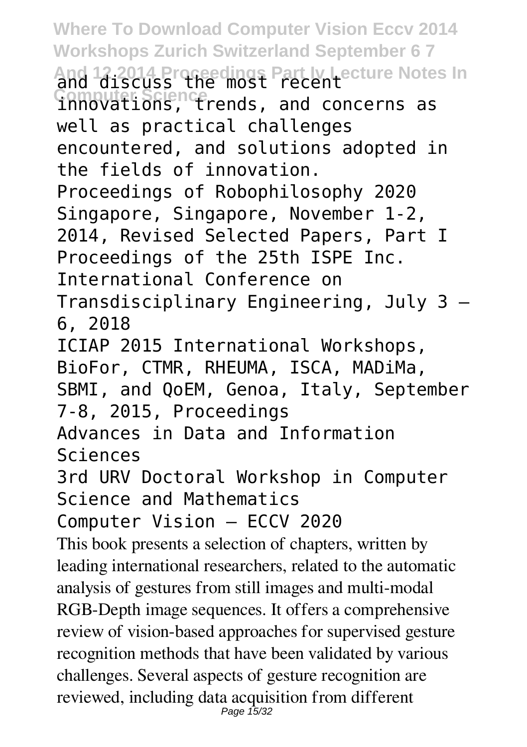and discuss the most recent innovations, trends, and concerns as well as practical challenges encountered, and solutions adopted in the fields of innovation.

Proceedings of Robophilosophy 2020

Singapore, Singapore, November 1-2, 2014, Revised Selected Papers, Part I

Proceedings of the 25th ISPE Inc. International Conference on Transdisciplinary Engineering, July 3 – 6, 2018

ICIAP 2015 International Workshops, BioFor, CTMR, RHEUMA, ISCA, MADiMa, SBMI, and QoEM, Genoa, Italy, September 7-8, 2015, Proceedings

Advances in Data and Information Sciences

3rd URV Doctoral Workshop in Computer Science and Mathematics

Computer Vision – ECCV 2020

This book presents a selection of chapters, written by leading international researchers, related to the automatic analysis of gestures from still images and multi-modal RGB-Depth image sequences. It offers a comprehensive review of vision-based approaches for supervised gesture recognition methods that have been validated by various challenges. Several aspects of gesture recognition are reviewed, including data acquisition from different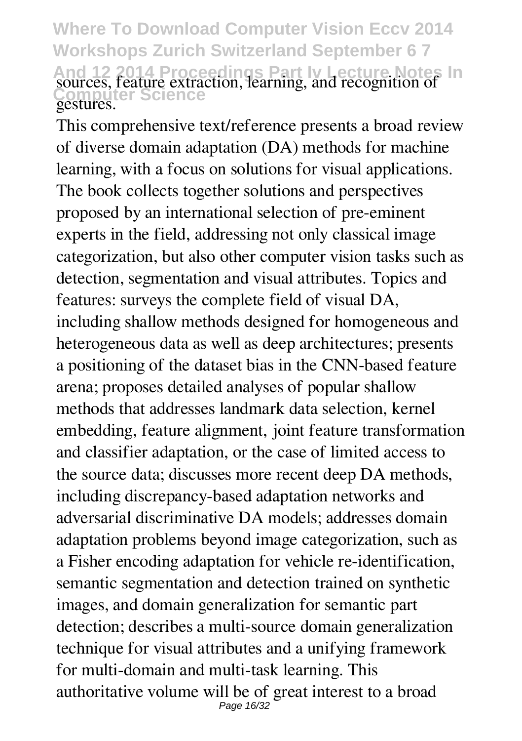sources, feature extraction, learning, and recognition of gestures.

This comprehensive text/reference presents a broad review of diverse domain adaptation (DA) methods for machine learning, with a focus on solutions for visual applications. The book collects together solutions and perspectives proposed by an international selection of pre-eminent experts in the field, addressing not only classical image categorization, but also other computer vision tasks such as detection, segmentation and visual attributes. Topics and features: surveys the complete field of visual DA, including shallow methods designed for homogeneous and heterogeneous data as well as deep architectures; presents a positioning of the dataset bias in the CNN-based feature arena; proposes detailed analyses of popular shallow methods that addresses landmark data selection, kernel embedding, feature alignment, joint feature transformation and classifier adaptation, or the case of limited access to the source data; discusses more recent deep DA methods, including discrepancy-based adaptation networks and adversarial discriminative DA models; addresses domain adaptation problems beyond image categorization, such as a Fisher encoding adaptation for vehicle re-identification, semantic segmentation and detection trained on synthetic images, and domain generalization for semantic part detection; describes a multi-source domain generalization technique for visual attributes and a unifying framework for multi-domain and multi-task learning. This authoritative volume will be of great interest to a broad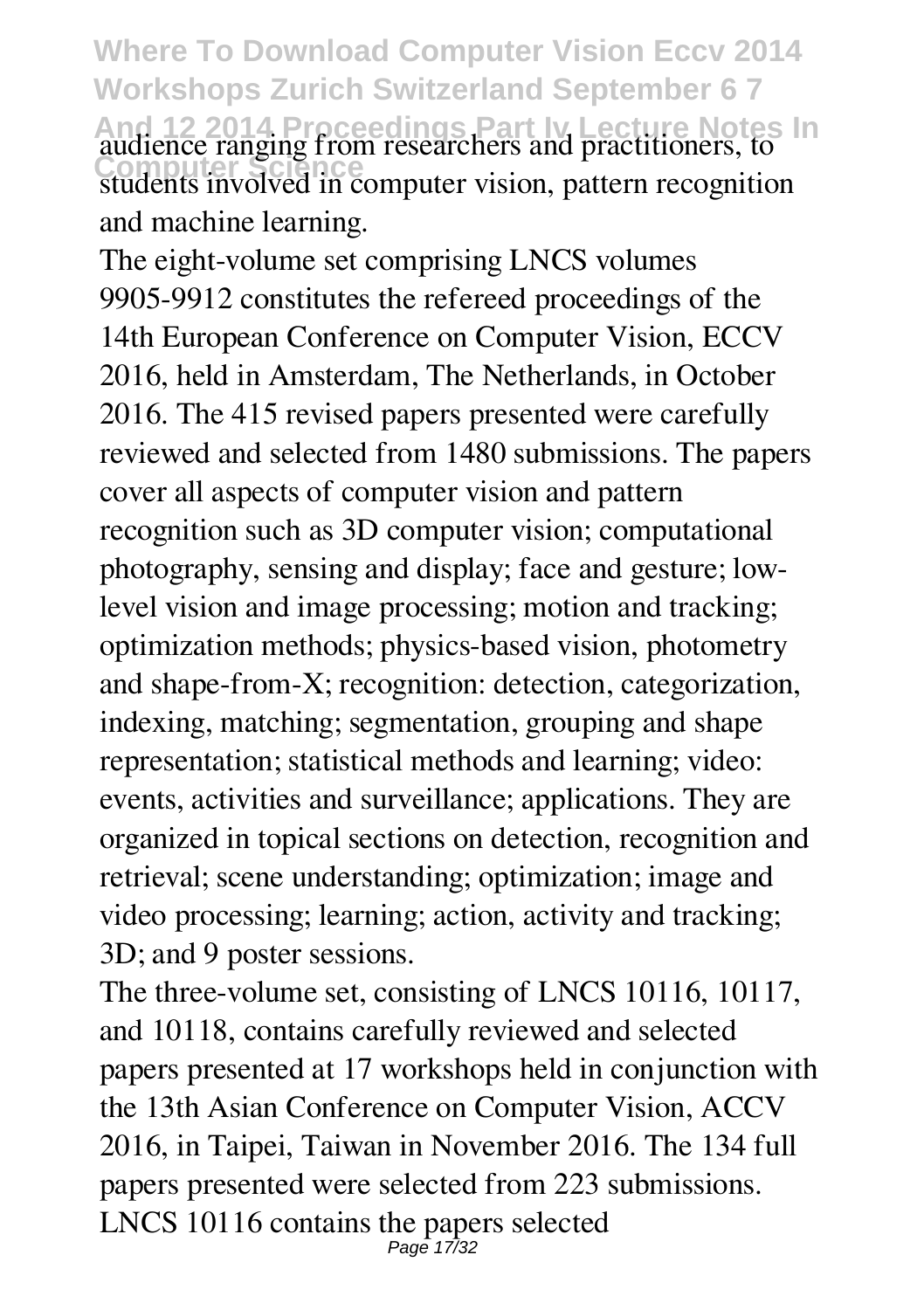audience ranging from researchers and practitioners, to students involved in computer vision, pattern recognition and machine learning.

The eight-volume set comprising LNCS volumes 9905-9912 constitutes the refereed proceedings of the 14th European Conference on Computer Vision, ECCV 2016, held in Amsterdam, The Netherlands, in October 2016. The 415 revised papers presented were carefully reviewed and selected from 1480 submissions. The papers cover all aspects of computer vision and pattern recognition such as 3D computer vision; computational photography, sensing and display; face and gesture; low-level vision and image processing; motion and tracking; optimization methods; physics-based vision, photometry and shape-from-X; recognition: detection, categorization, indexing, matching; segmentation, grouping and shape representation; statistical methods and learning; video: events, activities and surveillance; applications. They are organized in topical sections on detection, recognition and retrieval; scene understanding; optimization; image and video processing; learning; action, activity and tracking; 3D; and 9 poster sessions.

The three-volume set, consisting of LNCS 10116, 10117, and 10118, contains carefully reviewed and selected papers presented at 17 workshops held in conjunction with the 13th Asian Conference on Computer Vision, ACCV 2016, in Taipei, Taiwan in November 2016. The 134 full papers presented were selected from 223 submissions. LNCS 10116 contains the papers selected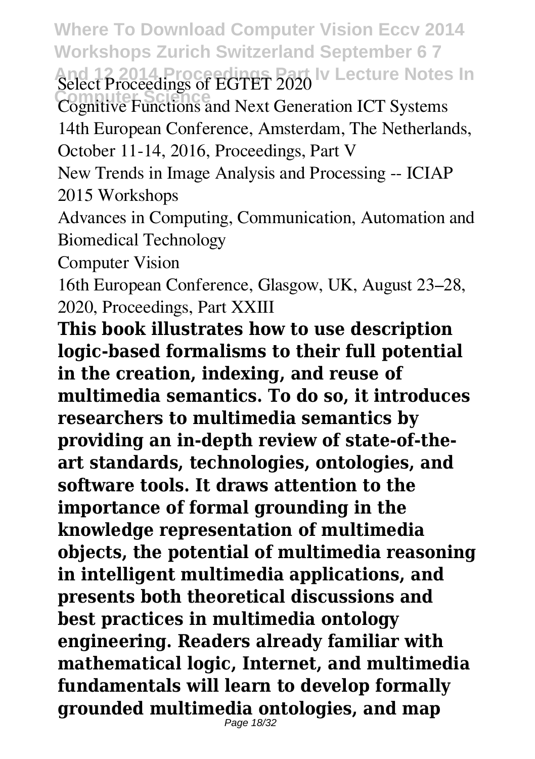Select Proceedings of EGTET 2020

Cognitive Functions and Next Generation ICT Systems

14th European Conference, Amsterdam, The Netherlands, October 11-14, 2016, Proceedings, Part V

New Trends in Image Analysis and Processing -- ICIAP 2015 Workshops

Advances in Computing, Communication, Automation and Biomedical Technology

Computer Vision

16th European Conference, Glasgow, UK, August 23–28, 2020, Proceedings, Part XXIII

**This book illustrates how to use description logic-based formalisms to their full potential in the creation, indexing, and reuse of multimedia semantics. To do so, it introduces researchers to multimedia semantics by providing an in-depth review of state-of-the-art standards, technologies, ontologies, and software tools. It draws attention to the importance of formal grounding in the knowledge representation of multimedia objects, the potential of multimedia reasoning in intelligent multimedia applications, and presents both theoretical discussions and best practices in multimedia ontology engineering. Readers already familiar with mathematical logic, Internet, and multimedia fundamentals will learn to develop formally grounded multimedia ontologies, and map**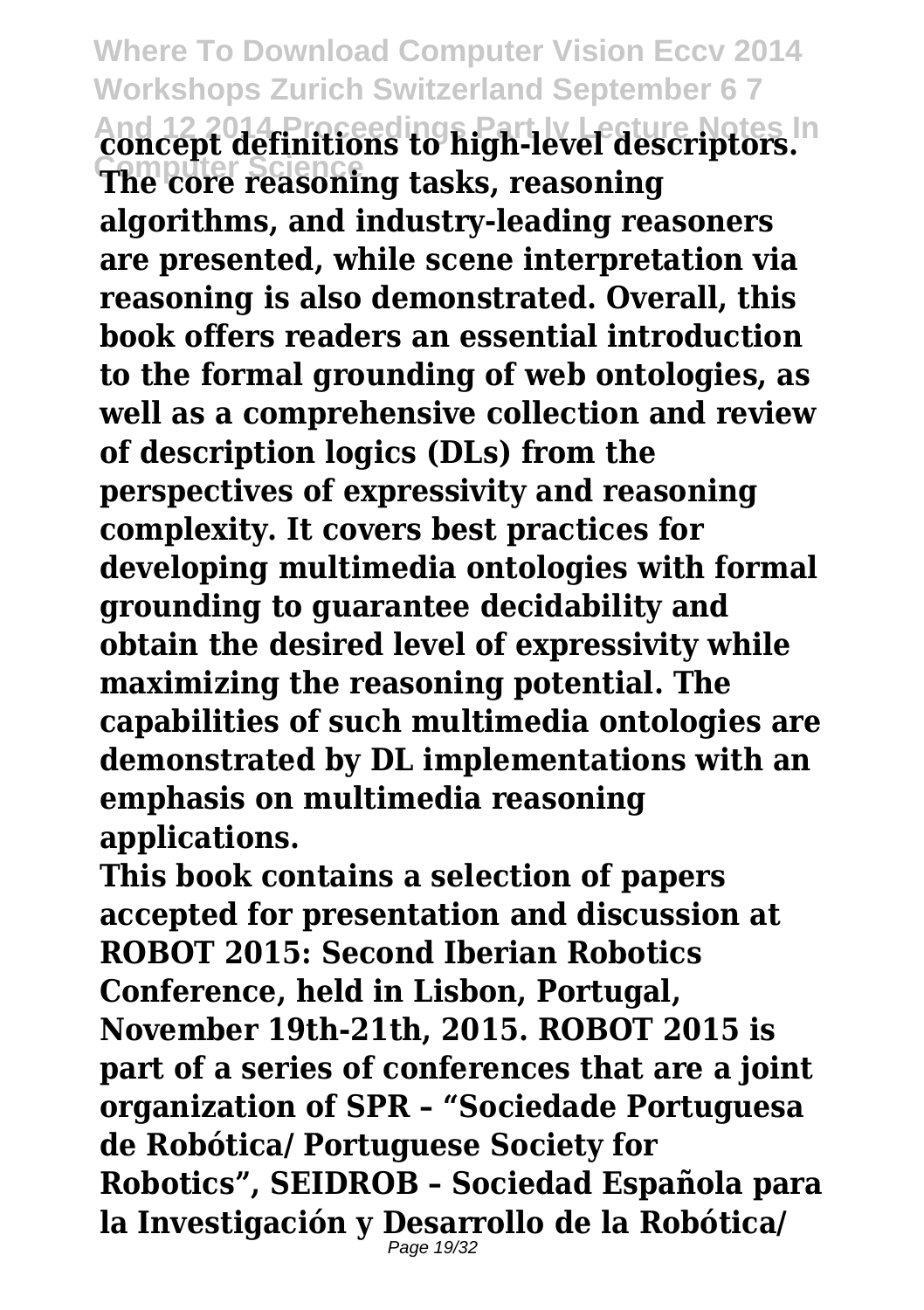**concept definitions to high-level descriptors. The core reasoning tasks, reasoning algorithms, and industry-leading reasoners are presented, while scene interpretation via reasoning is also demonstrated. Overall, this book offers readers an essential introduction to the formal grounding of web ontologies, as well as a comprehensive collection and review of description logics (DLs) from the perspectives of expressivity and reasoning complexity. It covers best practices for developing multimedia ontologies with formal grounding to guarantee decidability and obtain the desired level of expressivity while maximizing the reasoning potential. The capabilities of such multimedia ontologies are demonstrated by DL implementations with an emphasis on multimedia reasoning applications.**

**This book contains a selection of papers accepted for presentation and discussion at ROBOT 2015: Second Iberian Robotics Conference, held in Lisbon, Portugal, November 19th-21th, 2015. ROBOT 2015 is part of a series of conferences that are a joint organization of SPR – "Sociedade Portuguesa de Robótica/ Portuguese Society for Robotics", SEIDROB – Sociedad Española para la Investigación y Desarrollo de la Robótica/**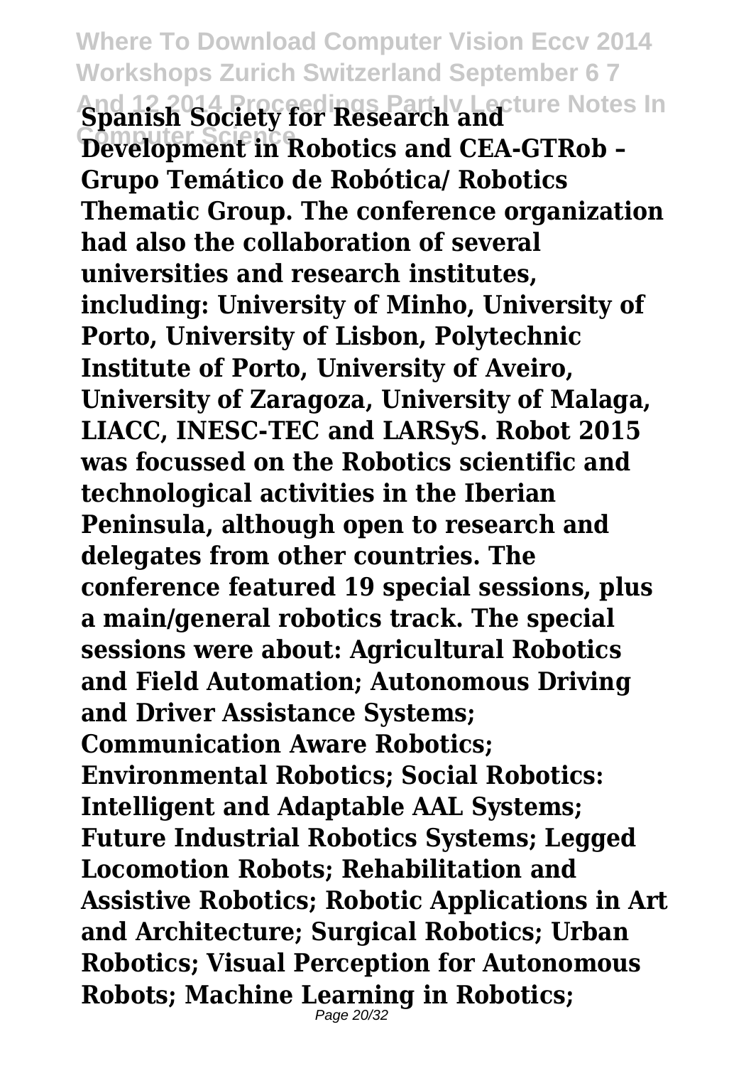**Spanish Society for Research and Development in Robotics and CEA-GTRob – Grupo Temático de Robótica/ Robotics Thematic Group. The conference organization had also the collaboration of several universities and research institutes, including: University of Minho, University of Porto, University of Lisbon, Polytechnic Institute of Porto, University of Aveiro, University of Zaragoza, University of Malaga, LIACC, INESC-TEC and LARSyS. Robot 2015 was focussed on the Robotics scientific and technological activities in the Iberian Peninsula, although open to research and delegates from other countries. The conference featured 19 special sessions, plus a main/general robotics track. The special sessions were about: Agricultural Robotics and Field Automation; Autonomous Driving and Driver Assistance Systems; Communication Aware Robotics; Environmental Robotics; Social Robotics: Intelligent and Adaptable AAL Systems; Future Industrial Robotics Systems; Legged Locomotion Robots; Rehabilitation and Assistive Robotics; Robotic Applications in Art and Architecture; Surgical Robotics; Urban Robotics; Visual Perception for Autonomous Robots; Machine Learning in Robotics;**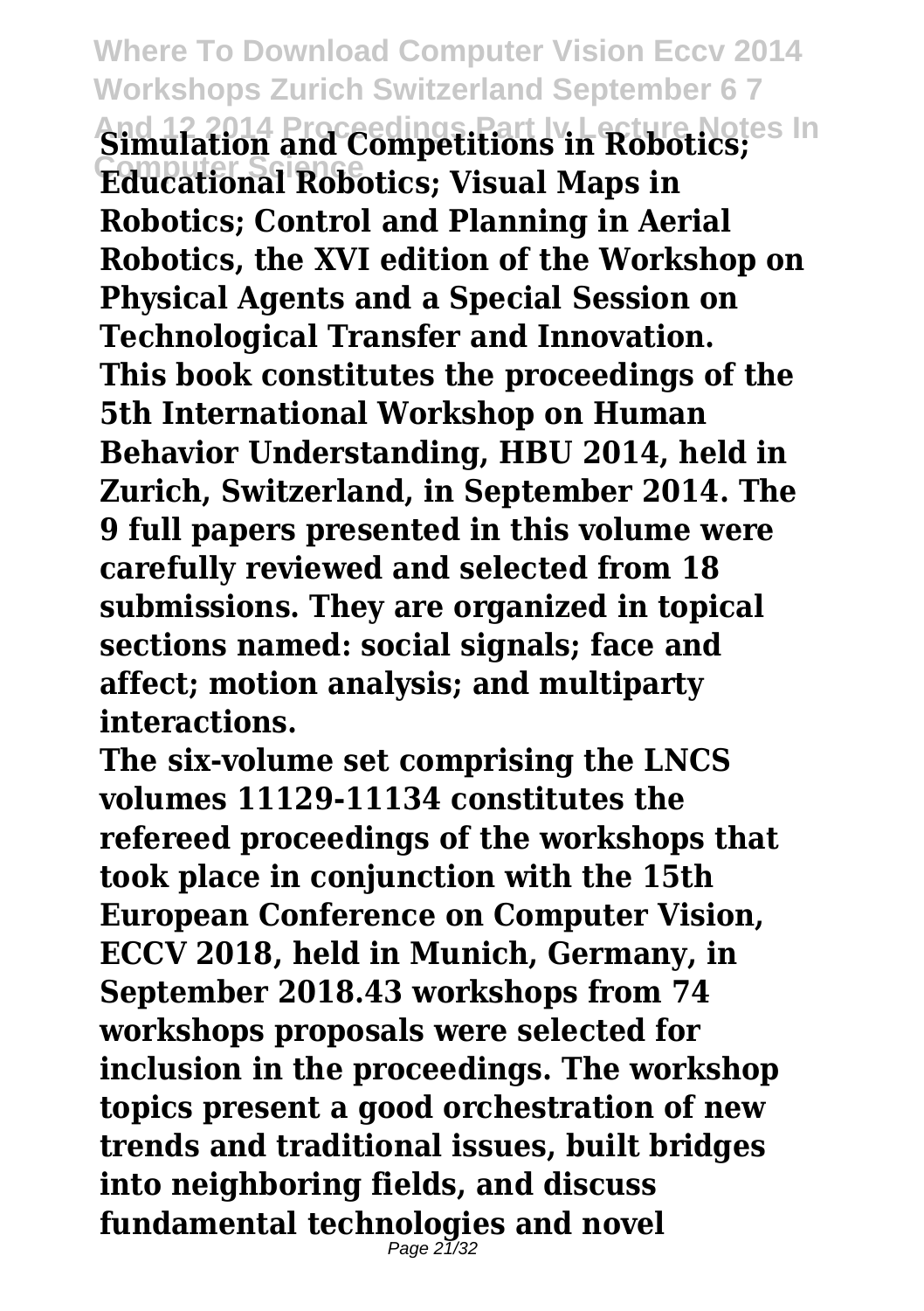**Simulation and Competitions in Robotics; Educational Robotics; Visual Maps in Robotics; Control and Planning in Aerial Robotics, the XVI edition of the Workshop on Physical Agents and a Special Session on Technological Transfer and Innovation.**

**This book constitutes the proceedings of the 5th International Workshop on Human Behavior Understanding, HBU 2014, held in Zurich, Switzerland, in September 2014. The 9 full papers presented in this volume were carefully reviewed and selected from 18 submissions. They are organized in topical sections named: social signals; face and affect; motion analysis; and multiparty interactions.**

**The six-volume set comprising the LNCS volumes 11129-11134 constitutes the refereed proceedings of the workshops that took place in conjunction with the 15th European Conference on Computer Vision, ECCV 2018, held in Munich, Germany, in September 2018.43 workshops from 74 workshops proposals were selected for inclusion in the proceedings. The workshop topics present a good orchestration of new trends and traditional issues, built bridges into neighboring fields, and discuss fundamental technologies and novel**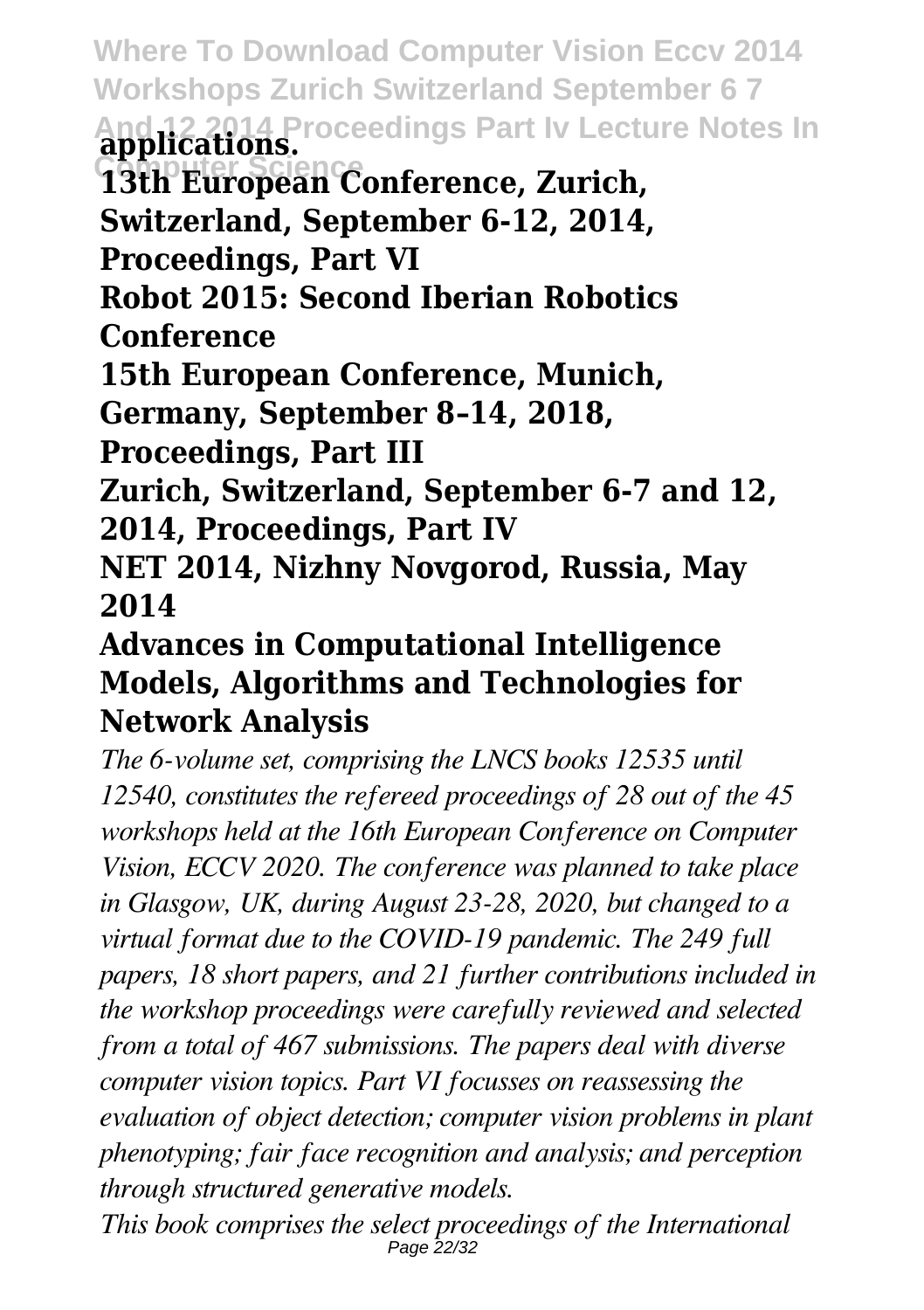**applications.**

**13th European Conference, Zurich, Switzerland, September 6-12, 2014, Proceedings, Part VI**

**Robot 2015: Second Iberian Robotics Conference**

**15th European Conference, Munich, Germany, September 8–14, 2018, Proceedings, Part III**

**Zurich, Switzerland, September 6-7 and 12, 2014, Proceedings, Part IV**

**NET 2014, Nizhny Novgorod, Russia, May 2014**

## Advances in Computational Intelligence Models, Algorithms and Technologies for Network Analysis

*The 6-volume set, comprising the LNCS books 12535 until 12540, constitutes the refereed proceedings of 28 out of the 45 workshops held at the 16th European Conference on Computer Vision, ECCV 2020. The conference was planned to take place in Glasgow, UK, during August 23-28, 2020, but changed to a virtual format due to the COVID-19 pandemic. The 249 full papers, 18 short papers, and 21 further contributions included in the workshop proceedings were carefully reviewed and selected from a total of 467 submissions. The papers deal with diverse computer vision topics. Part VI focusses on reassessing the evaluation of object detection; computer vision problems in plant phenotyping; fair face recognition and analysis; and perception through structured generative models.*

*This book comprises the select proceedings of the International*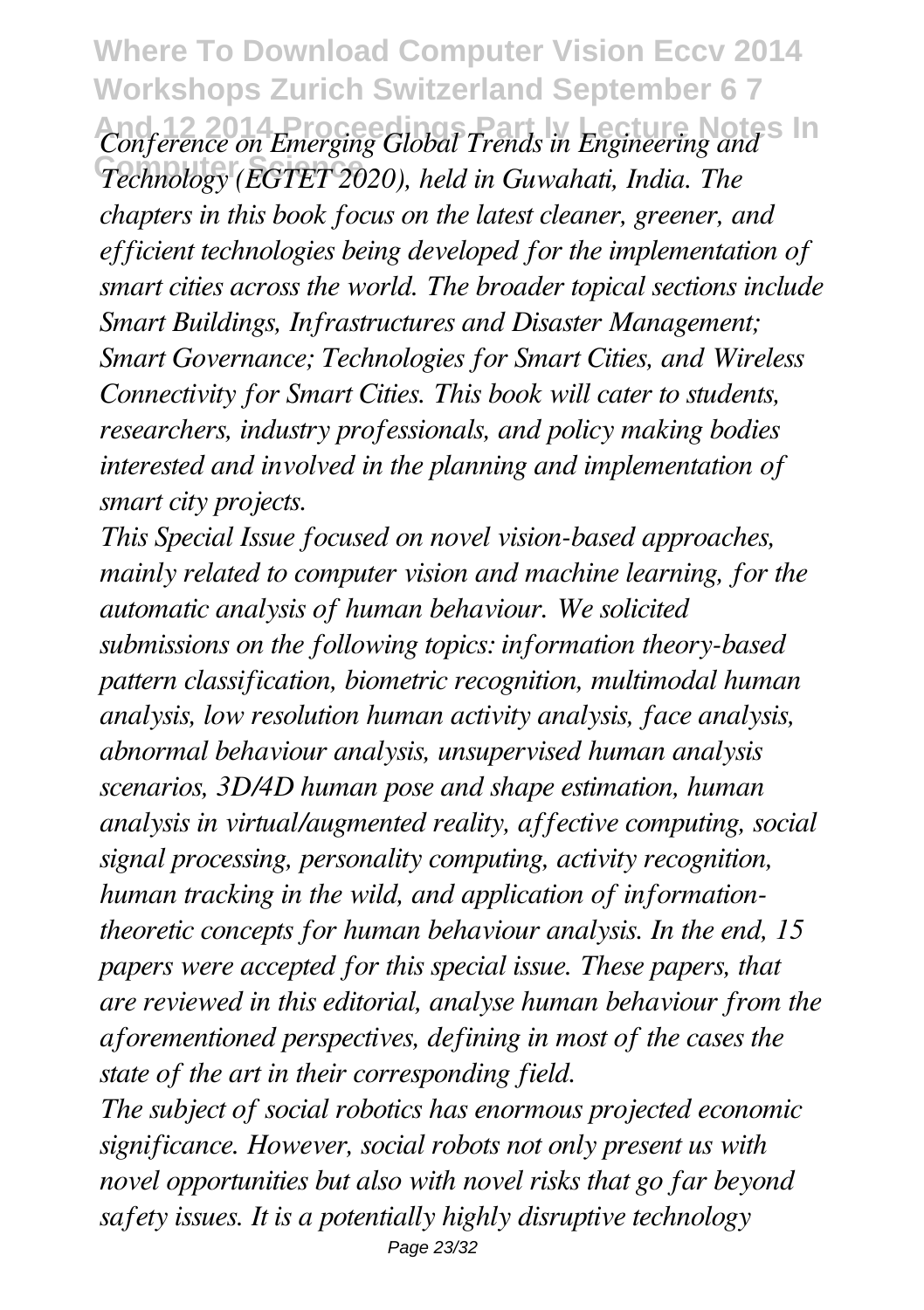*Conference on Emerging Global Trends in Engineering and Technology (EGTET 2020), held in Guwahati, India. The chapters in this book focus on the latest cleaner, greener, and efficient technologies being developed for the implementation of smart cities across the world. The broader topical sections include Smart Buildings, Infrastructures and Disaster Management; Smart Governance; Technologies for Smart Cities, and Wireless Connectivity for Smart Cities. This book will cater to students, researchers, industry professionals, and policy making bodies interested and involved in the planning and implementation of smart city projects.*

*This Special Issue focused on novel vision-based approaches, mainly related to computer vision and machine learning, for the automatic analysis of human behaviour. We solicited submissions on the following topics: information theory-based pattern classification, biometric recognition, multimodal human analysis, low resolution human activity analysis, face analysis, abnormal behaviour analysis, unsupervised human analysis scenarios, 3D/4D human pose and shape estimation, human analysis in virtual/augmented reality, affective computing, social signal processing, personality computing, activity recognition, human tracking in the wild, and application of information-theoretic concepts for human behaviour analysis. In the end, 15 papers were accepted for this special issue. These papers, that are reviewed in this editorial, analyse human behaviour from the aforementioned perspectives, defining in most of the cases the state of the art in their corresponding field.*

*The subject of social robotics has enormous projected economic significance. However, social robots not only present us with novel opportunities but also with novel risks that go far beyond safety issues. It is a potentially highly disruptive technology*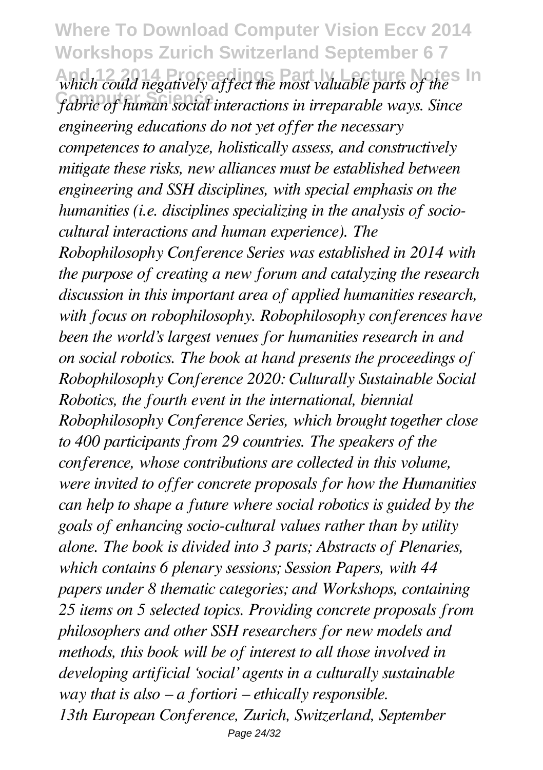*which could negatively affect the most valuable parts of the fabric of human social interactions in irreparable ways. Since engineering educations do not yet offer the necessary competences to analyze, holistically assess, and constructively mitigate these risks, new alliances must be established between engineering and SSH disciplines, with special emphasis on the humanities (i.e. disciplines specializing in the analysis of socio-cultural interactions and human experience). The Robophilosophy Conference Series was established in 2014 with the purpose of creating a new forum and catalyzing the research discussion in this important area of applied humanities research, with focus on robophilosophy. Robophilosophy conferences have been the world's largest venues for humanities research in and on social robotics. The book at hand presents the proceedings of Robophilosophy Conference 2020: Culturally Sustainable Social Robotics, the fourth event in the international, biennial Robophilosophy Conference Series, which brought together close to 400 participants from 29 countries. The speakers of the conference, whose contributions are collected in this volume, were invited to offer concrete proposals for how the Humanities can help to shape a future where social robotics is guided by the goals of enhancing socio-cultural values rather than by utility alone. The book is divided into 3 parts; Abstracts of Plenaries, which contains 6 plenary sessions; Session Papers, with 44 papers under 8 thematic categories; and Workshops, containing 25 items on 5 selected topics. Providing concrete proposals from philosophers and other SSH researchers for new models and methods, this book will be of interest to all those involved in developing artificial 'social' agents in a culturally sustainable way that is also – a fortiori – ethically responsible.*

*13th European Conference, Zurich, Switzerland, September*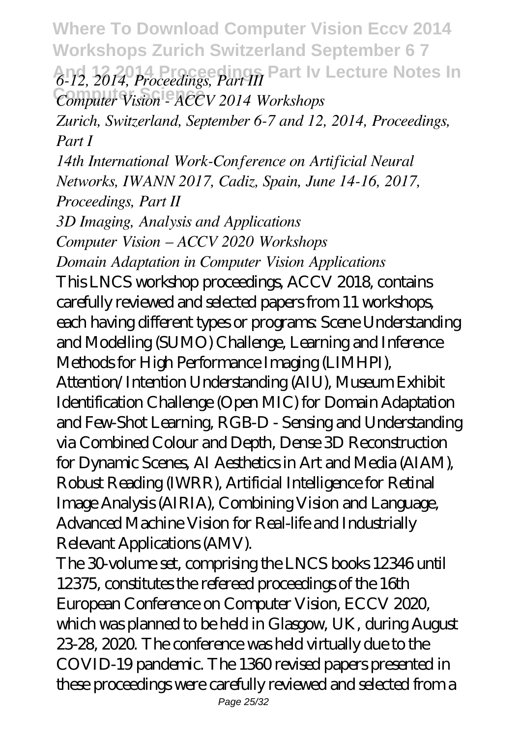*6-12, 2014, Proceedings, Part III*

*Computer Vision - ACCV 2014 Workshops*

*Zurich, Switzerland, September 6-7 and 12, 2014, Proceedings, Part I*

*14th International Work-Conference on Artificial Neural Networks, IWANN 2017, Cadiz, Spain, June 14-16, 2017, Proceedings, Part II*

*3D Imaging, Analysis and Applications*

*Computer Vision – ACCV 2020 Workshops*

*Domain Adaptation in Computer Vision Applications*

This LNCS workshop proceedings, ACCV 2018, contains carefully reviewed and selected papers from 11 workshops, each having different types or programs: Scene Understanding and Modelling (SUMO) Challenge, Learning and Inference Methods for High Performance Imaging (LIMHPI), Attention/Intention Understanding (AIU), Museum Exhibit Identification Challenge (Open MIC) for Domain Adaptation and Few-Shot Learning, RGB-D - Sensing and Understanding via Combined Colour and Depth, Dense 3D Reconstruction for Dynamic Scenes, AI Aesthetics in Art and Media (AIAM), Robust Reading (IWRR), Artificial Intelligence for Retinal Image Analysis (AIRIA), Combining Vision and Language, Advanced Machine Vision for Real-life and Industrially Relevant Applications (AMV).

The 30-volume set, comprising the LNCS books 12346 until 12375, constitutes the refereed proceedings of the 16th European Conference on Computer Vision, ECCV 2020, which was planned to be held in Glasgow, UK, during August 23-28, 2020. The conference was held virtually due to the COVID-19 pandemic. The 1360 revised papers presented in these proceedings were carefully reviewed and selected from a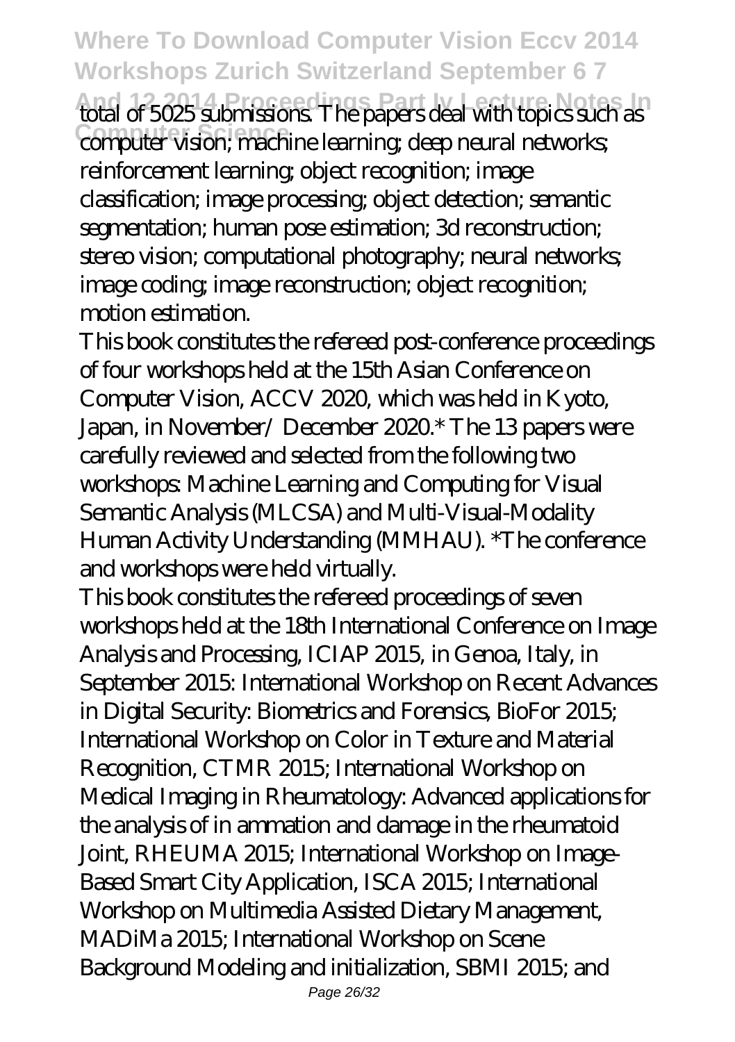total of 5025 submissions. The papers deal with topics such as computer vision; machine learning; deep neural networks; reinforcement learning; object recognition; image classification; image processing; object detection; semantic segmentation; human pose estimation; 3d reconstruction; stereo vision; computational photography; neural networks; image coding; image reconstruction; object recognition; motion estimation.

This book constitutes the refereed post-conference proceedings of four workshops held at the 15th Asian Conference on Computer Vision, ACCV 2020, which was held in Kyoto, Japan, in November/ December 2020.* The 13 papers were carefully reviewed and selected from the following two workshops: Machine Learning and Computing for Visual Semantic Analysis (MLCSA) and Multi-Visual-Modality Human Activity Understanding (MMHAU). *The conference and workshops were held virtually.

This book constitutes the refereed proceedings of seven workshops held at the 18th International Conference on Image Analysis and Processing, ICIAP 2015, in Genoa, Italy, in September 2015: International Workshop on Recent Advances in Digital Security: Biometrics and Forensics, BioFor 2015; International Workshop on Color in Texture and Material Recognition, CTMR 2015; International Workshop on Medical Imaging in Rheumatology: Advanced applications for the analysis of in ammation and damage in the rheumatoid Joint, RHEUMA 2015; International Workshop on Image-Based Smart City Application, ISCA 2015; International Workshop on Multimedia Assisted Dietary Management, MADiMa 2015; International Workshop on Scene Background Modeling and initialization, SBMI 2015; and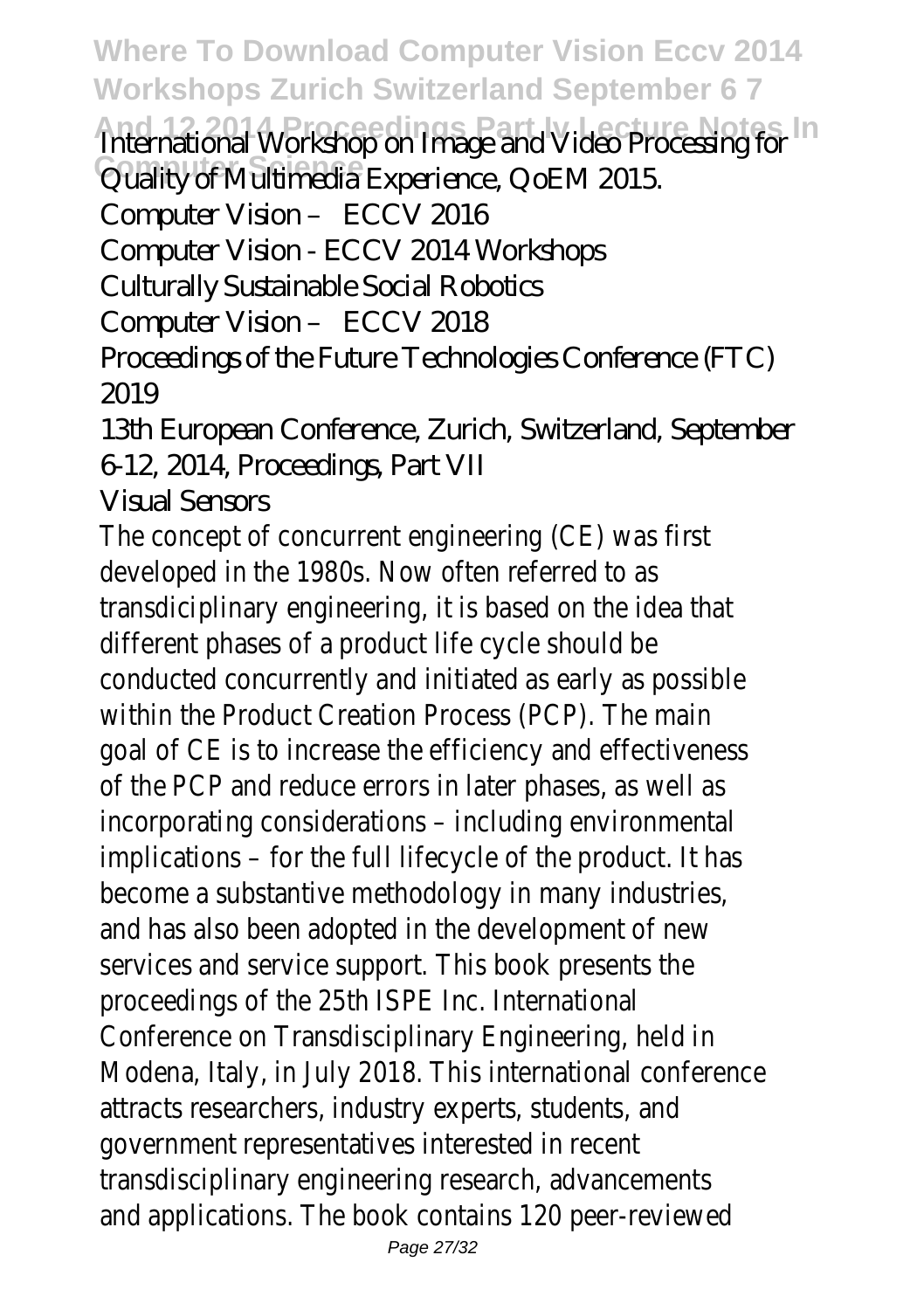International Workshop on Image and Video Processing for Quality of Multimedia Experience, QoEM 2015.

Computer Vision – ECCV 2016

Computer Vision - ECCV 2014 Workshops

Culturally Sustainable Social Robotics

Computer Vision – ECCV 2018

Proceedings of the Future Technologies Conference (FTC) 2019

13th European Conference, Zurich, Switzerland, September 6-12, 2014, Proceedings, Part VII

Visual Sensors

The concept of concurrent engineering (CE) was first developed in the 1980s. Now often referred to as transdiciplinary engineering, it is based on the idea that different phases of a product life cycle should be conducted concurrently and initiated as early as possible within the Product Creation Process (PCP). The main goal of CE is to increase the efficiency and effectiveness of the PCP and reduce errors in later phases, as well as incorporating considerations – including environmental implications – for the full lifecycle of the product. It has become a substantive methodology in many industries, and has also been adopted in the development of new services and service support. This book presents the proceedings of the 25th ISPE Inc. International Conference on Transdisciplinary Engineering, held in Modena, Italy, in July 2018. This international conference attracts researchers, industry experts, students, and government representatives interested in recent transdisciplinary engineering research, advancements and applications. The book contains 120 peer-reviewed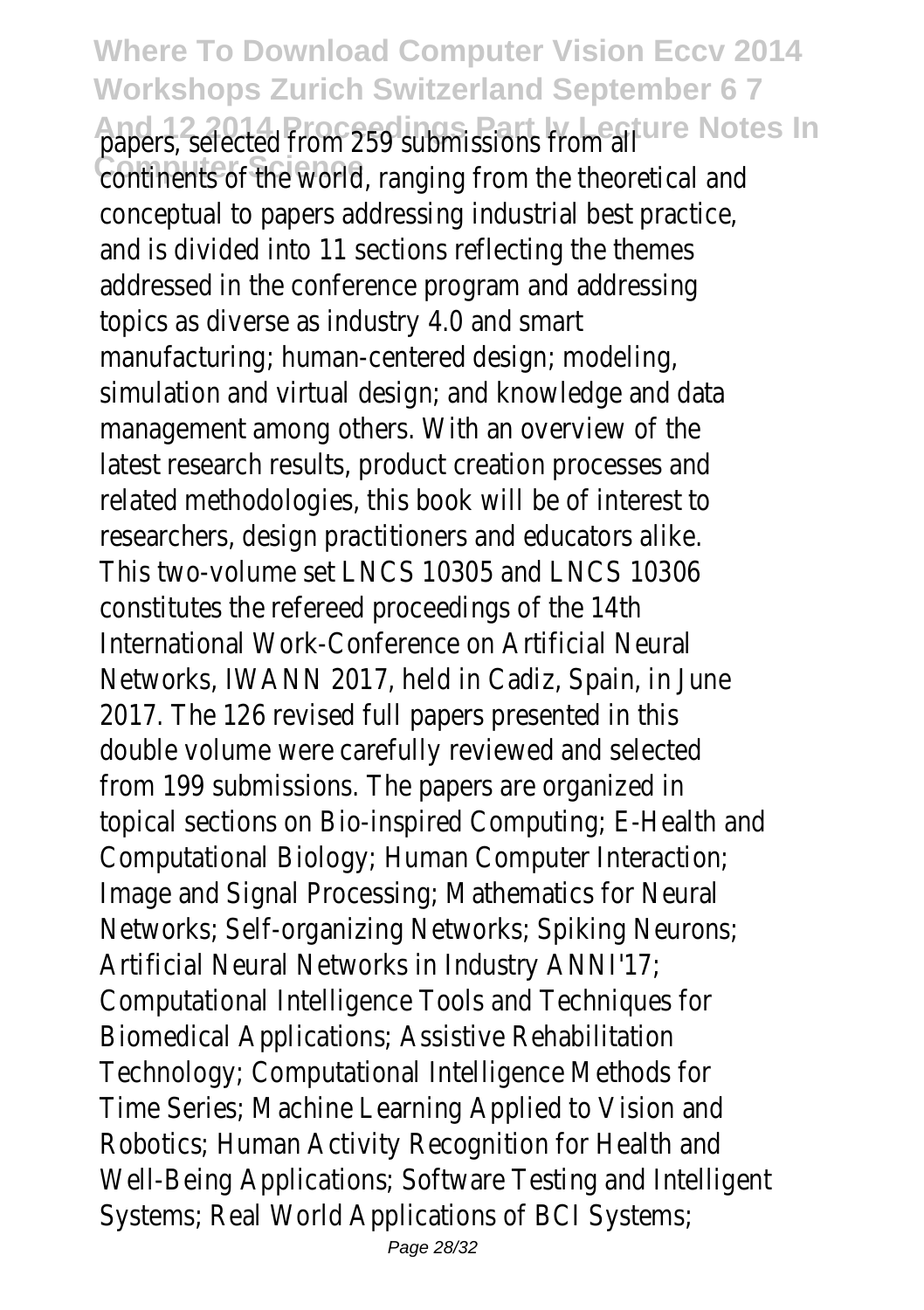papers, selected from 259 submissions from all continents of the world, ranging from the theoretical and conceptual to papers addressing industrial best practice, and is divided into 11 sections reflecting the themes addressed in the conference program and addressing topics as diverse as industry 4.0 and smart manufacturing; human-centered design; modeling, simulation and virtual design; and knowledge and data management among others. With an overview of the latest research results, product creation processes and related methodologies, this book will be of interest to researchers, design practitioners and educators alike.

This two-volume set LNCS 10305 and LNCS 10306 constitutes the refereed proceedings of the 14th International Work-Conference on Artificial Neural Networks, IWANN 2017, held in Cadiz, Spain, in June 2017. The 126 revised full papers presented in this double volume were carefully reviewed and selected from 199 submissions. The papers are organized in topical sections on Bio-inspired Computing; E-Health and Computational Biology; Human Computer Interaction; Image and Signal Processing; Mathematics for Neural Networks; Self-organizing Networks; Spiking Neurons; Artificial Neural Networks in Industry ANNI'17; Computational Intelligence Tools and Techniques for Biomedical Applications; Assistive Rehabilitation Technology; Computational Intelligence Methods for Time Series; Machine Learning Applied to Vision and Robotics; Human Activity Recognition for Health and Well-Being Applications; Software Testing and Intelligent Systems; Real World Applications of BCI Systems;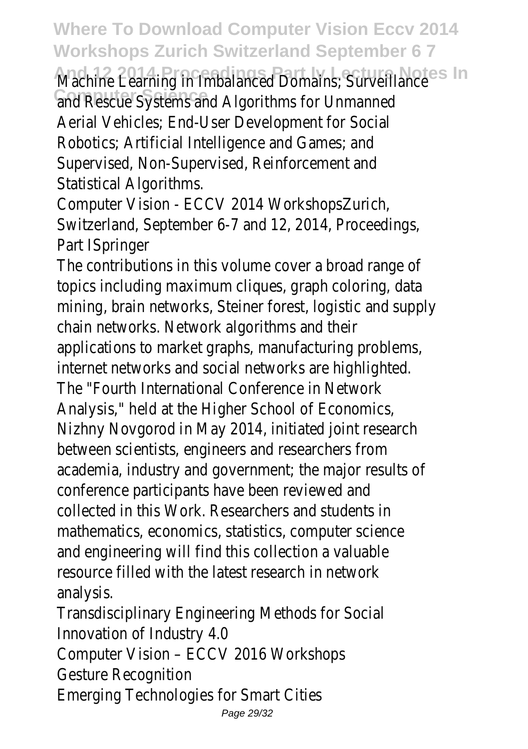Machine Learning in Imbalanced Domains; Surveillance and Rescue Systems and Algorithms for Unmanned Aerial Vehicles; End-User Development for Social Robotics; Artificial Intelligence and Games; and Supervised, Non-Supervised, Reinforcement and Statistical Algorithms.

Computer Vision - ECCV 2014 WorkshopsZurich, Switzerland, September 6-7 and 12, 2014, Proceedings, Part ISpringer

The contributions in this volume cover a broad range of topics including maximum cliques, graph coloring, data mining, brain networks, Steiner forest, logistic and supply chain networks. Network algorithms and their applications to market graphs, manufacturing problems, internet networks and social networks are highlighted. The "Fourth International Conference in Network Analysis," held at the Higher School of Economics, Nizhny Novgorod in May 2014, initiated joint research between scientists, engineers and researchers from academia, industry and government; the major results of conference participants have been reviewed and collected in this Work. Researchers and students in mathematics, economics, statistics, computer science and engineering will find this collection a valuable resource filled with the latest research in network analysis.

Transdisciplinary Engineering Methods for Social Innovation of Industry 4.0

Computer Vision – ECCV 2016 Workshops

Gesture Recognition

Emerging Technologies for Smart Cities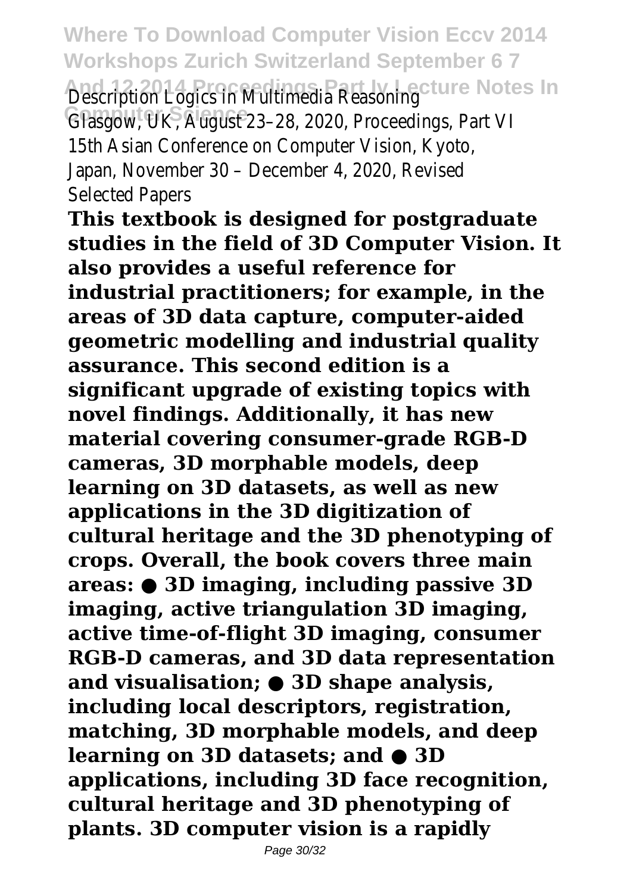Description Logics in Multimedia Reasoning
Glasgow, UK, August 23–28, 2020, Proceedings, Part VI
15th Asian Conference on Computer Vision, Kyoto, Japan, November 30 – December 4, 2020, Revised Selected Papers

**This textbook is designed for postgraduate studies in the field of 3D Computer Vision. It also provides a useful reference for industrial practitioners; for example, in the areas of 3D data capture, computer-aided geometric modelling and industrial quality assurance. This second edition is a significant upgrade of existing topics with novel findings. Additionally, it has new material covering consumer-grade RGB-D cameras, 3D morphable models, deep learning on 3D datasets, as well as new applications in the 3D digitization of cultural heritage and the 3D phenotyping of crops. Overall, the book covers three main areas: ● 3D imaging, including passive 3D imaging, active triangulation 3D imaging, active time-of-flight 3D imaging, consumer RGB-D cameras, and 3D data representation and visualisation; ● 3D shape analysis, including local descriptors, registration, matching, 3D morphable models, and deep learning on 3D datasets; and ● 3D applications, including 3D face recognition, cultural heritage and 3D phenotyping of plants. 3D computer vision is a rapidly**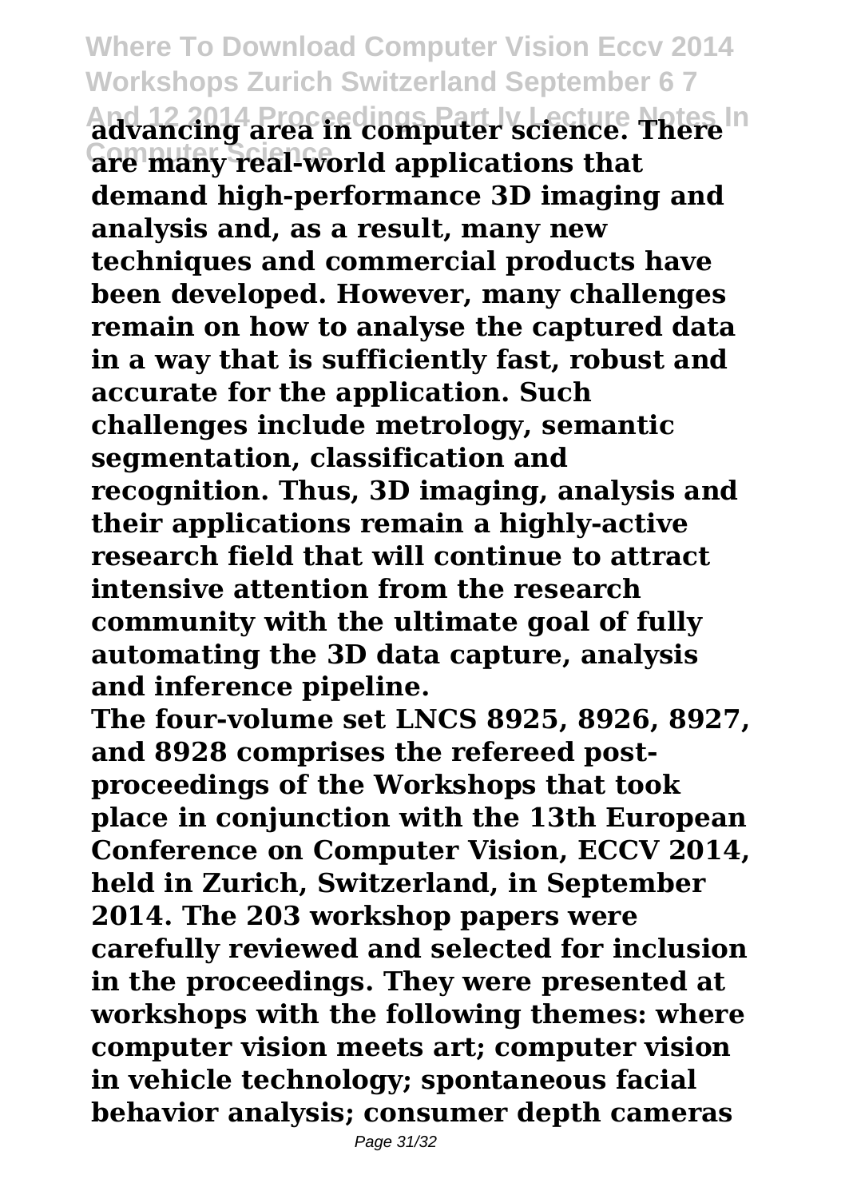**advancing area in computer science. There are many real-world applications that demand high-performance 3D imaging and analysis and, as a result, many new techniques and commercial products have been developed. However, many challenges remain on how to analyse the captured data in a way that is sufficiently fast, robust and accurate for the application. Such challenges include metrology, semantic segmentation, classification and recognition. Thus, 3D imaging, analysis and their applications remain a highly-active research field that will continue to attract intensive attention from the research community with the ultimate goal of fully automating the 3D data capture, analysis and inference pipeline.**

**The four-volume set LNCS 8925, 8926, 8927, and 8928 comprises the refereed post-proceedings of the Workshops that took place in conjunction with the 13th European Conference on Computer Vision, ECCV 2014, held in Zurich, Switzerland, in September 2014. The 203 workshop papers were carefully reviewed and selected for inclusion in the proceedings. They were presented at workshops with the following themes: where computer vision meets art; computer vision in vehicle technology; spontaneous facial behavior analysis; consumer depth cameras**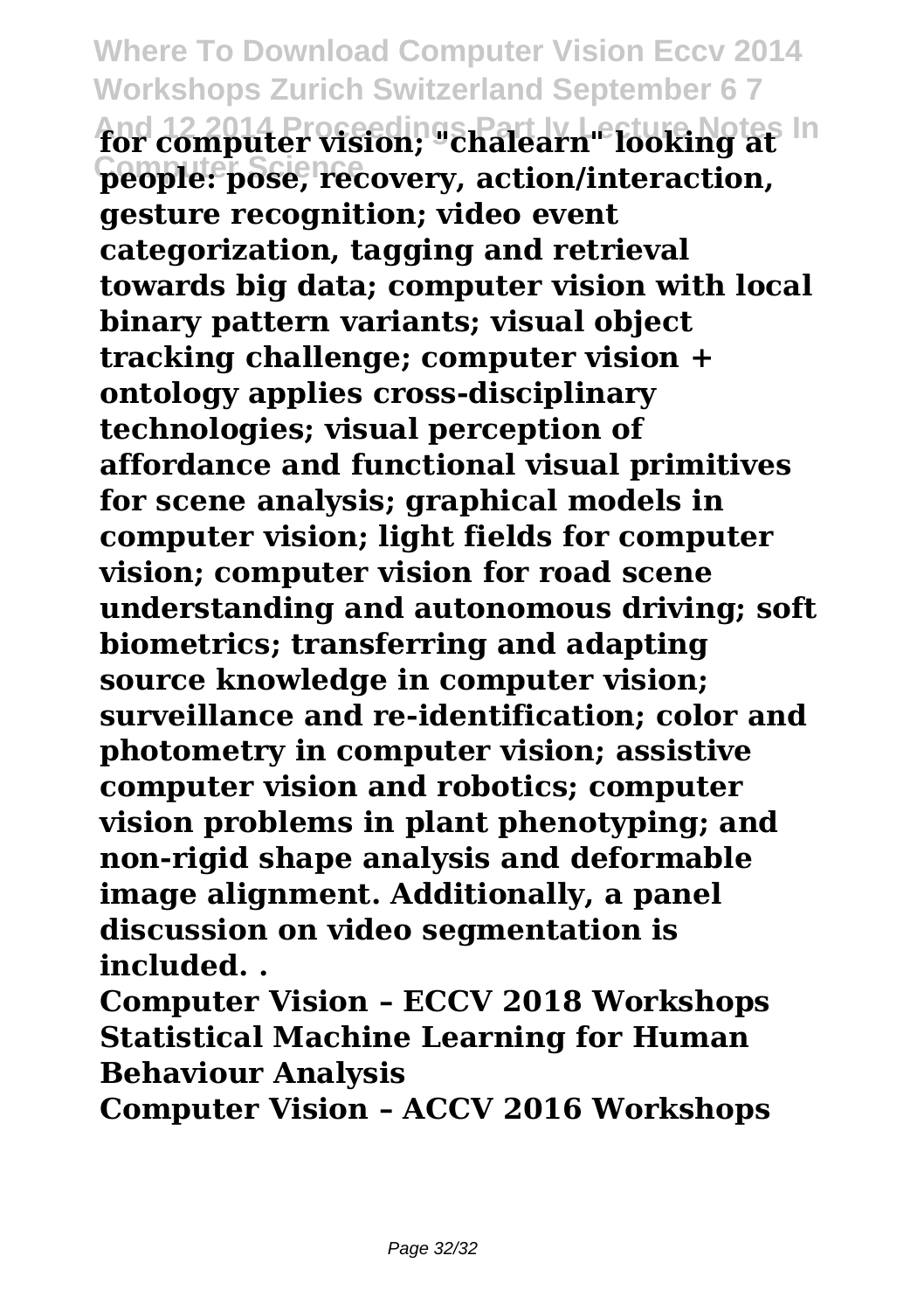**for computer vision; "chalearn" looking at people: pose, recovery, action/interaction, gesture recognition; video event categorization, tagging and retrieval towards big data; computer vision with local binary pattern variants; visual object tracking challenge; computer vision + ontology applies cross-disciplinary technologies; visual perception of affordance and functional visual primitives for scene analysis; graphical models in computer vision; light fields for computer vision; computer vision for road scene understanding and autonomous driving; soft biometrics; transferring and adapting source knowledge in computer vision; surveillance and re-identification; color and photometry in computer vision; assistive computer vision and robotics; computer vision problems in plant phenotyping; and non-rigid shape analysis and deformable image alignment. Additionally, a panel discussion on video segmentation is included. .**

**Computer Vision – ECCV 2018 Workshops**

**Statistical Machine Learning for Human Behaviour Analysis**

**Computer Vision – ACCV 2016 Workshops**